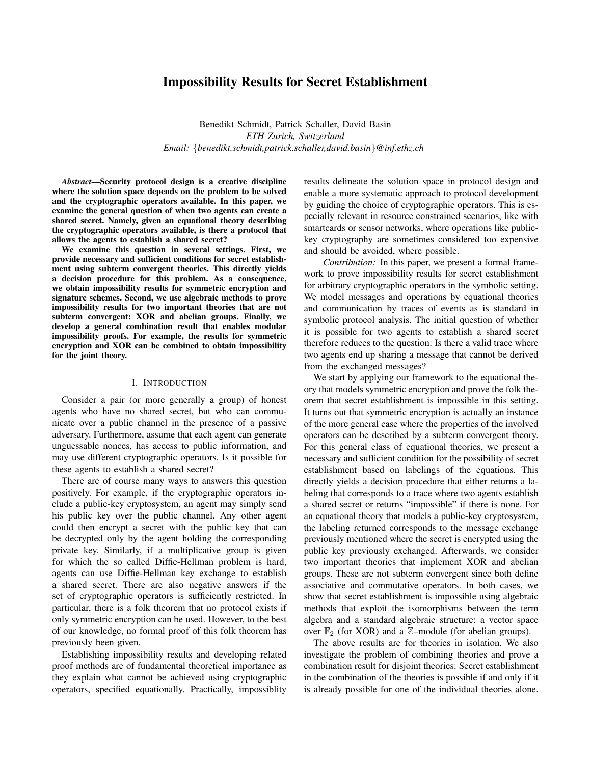# Impossibility Results for Secret Establishment

Benedikt Schmidt, Patrick Schaller, David Basin
*ETH Zurich, Switzerland*
*Email: {benedikt.schmidt,patrick.schaller,david.basin}@inf.ethz.ch*

***Abstract*—Security protocol design is a creative discipline where the solution space depends on the problem to be solved and the cryptographic operators available. In this paper, we examine the general question of when two agents can create a shared secret. Namely, given an equational theory describing the cryptographic operators available, is there a protocol that allows the agents to establish a shared secret?**

**We examine this question in several settings. First, we provide necessary and sufficient conditions for secret establishment using subterm convergent theories. This directly yields a decision procedure for this problem. As a consequence, we obtain impossibility results for symmetric encryption and signature schemes. Second, we use algebraic methods to prove impossibility results for two important theories that are not subterm convergent: XOR and abelian groups. Finally, we develop a general combination result that enables modular impossibility proofs. For example, the results for symmetric encryption and XOR can be combined to obtain impossibility for the joint theory.**

## I. Introduction

Consider a pair (or more generally a group) of honest agents who have no shared secret, but who can communicate over a public channel in the presence of a passive adversary. Furthermore, assume that each agent can generate unguessable nonces, has access to public information, and may use different cryptographic operators. Is it possible for these agents to establish a shared secret?

There are of course many ways to answers this question positively. For example, if the cryptographic operators include a public-key cryptosystem, an agent may simply send his public key over the public channel. Any other agent could then encrypt a secret with the public key that can be decrypted only by the agent holding the corresponding private key. Similarly, if a multiplicative group is given for which the so called Diffie-Hellman problem is hard, agents can use Diffie-Hellman key exchange to establish a shared secret. There are also negative answers if the set of cryptographic operators is sufficiently restricted. In particular, there is a folk theorem that no protocol exists if only symmetric encryption can be used. However, to the best of our knowledge, no formal proof of this folk theorem has previously been given.

Establishing impossibility results and developing related proof methods are of fundamental theoretical importance as they explain what cannot be achieved using cryptographic operators, specified equationally. Practically, impossiblity results delineate the solution space in protocol design and enable a more systematic approach to protocol development by guiding the choice of cryptographic operators. This is especially relevant in resource constrained scenarios, like with smartcards or sensor networks, where operations like public-key cryptography are sometimes considered too expensive and should be avoided, where possible.

*Contribution:* In this paper, we present a formal framework to prove impossibility results for secret establishment for arbitrary cryptographic operators in the symbolic setting. We model messages and operations by equational theories and communication by traces of events as is standard in symbolic protocol analysis. The initial question of whether it is possible for two agents to establish a shared secret therefore reduces to the question: Is there a valid trace where two agents end up sharing a message that cannot be derived from the exchanged messages?

We start by applying our framework to the equational theory that models symmetric encryption and prove the folk theorem that secret establishment is impossible in this setting. It turns out that symmetric encryption is actually an instance of the more general case where the properties of the involved operators can be described by a subterm convergent theory. For this general class of equational theories, we present a necessary and sufficient condition for the possibility of secret establishment based on labelings of the equations. This directly yields a decision procedure that either returns a labeling that corresponds to a trace where two agents establish a shared secret or returns "impossible" if there is none. For an equational theory that models a public-key cryptosystem, the labeling returned corresponds to the message exchange previously mentioned where the secret is encrypted using the public key previously exchanged. Afterwards, we consider two important theories that implement XOR and abelian groups. These are not subterm convergent since both define associative and commutative operators. In both cases, we show that secret establishment is impossible using algebraic methods that exploit the isomorphisms between the term algebra and a standard algebraic structure: a vector space over $\mathbb{F}_2$ (for XOR) and a $\mathbb{Z}$–module (for abelian groups).

The above results are for theories in isolation. We also investigate the problem of combining theories and prove a combination result for disjoint theories: Secret establishment in the combination of the theories is possible if and only if it is already possible for one of the individual theories alone.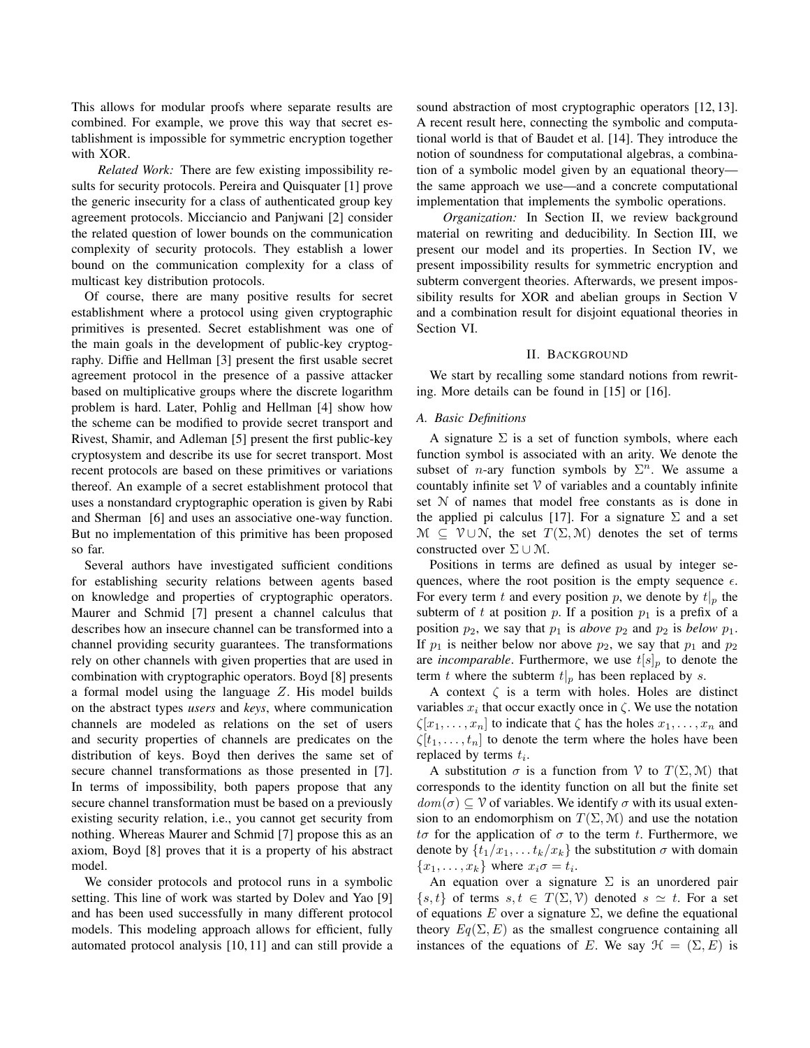This allows for modular proofs where separate results are combined. For example, we prove this way that secret establishment is impossible for symmetric encryption together with XOR.

*Related Work:* There are few existing impossibility results for security protocols. Pereira and Quisquater [1] prove the generic insecurity for a class of authenticated group key agreement protocols. Micciancio and Panjwani [2] consider the related question of lower bounds on the communication complexity of security protocols. They establish a lower bound on the communication complexity for a class of multicast key distribution protocols.

Of course, there are many positive results for secret establishment where a protocol using given cryptographic primitives is presented. Secret establishment was one of the main goals in the development of public-key cryptography. Diffie and Hellman [3] present the first usable secret agreement protocol in the presence of a passive attacker based on multiplicative groups where the discrete logarithm problem is hard. Later, Pohlig and Hellman [4] show how the scheme can be modified to provide secret transport and Rivest, Shamir, and Adleman [5] present the first public-key cryptosystem and describe its use for secret transport. Most recent protocols are based on these primitives or variations thereof. An example of a secret establishment protocol that uses a nonstandard cryptographic operation is given by Rabi and Sherman [6] and uses an associative one-way function. But no implementation of this primitive has been proposed so far.

Several authors have investigated sufficient conditions for establishing security relations between agents based on knowledge and properties of cryptographic operators. Maurer and Schmid [7] present a channel calculus that describes how an insecure channel can be transformed into a channel providing security guarantees. The transformations rely on other channels with given properties that are used in combination with cryptographic operators. Boyd [8] presents a formal model using the language $Z$. His model builds on the abstract types *users* and *keys*, where communication channels are modeled as relations on the set of users and security properties of channels are predicates on the distribution of keys. Boyd then derives the same set of secure channel transformations as those presented in [7]. In terms of impossibility, both papers propose that any secure channel transformation must be based on a previously existing security relation, i.e., you cannot get security from nothing. Whereas Maurer and Schmid [7] propose this as an axiom, Boyd [8] proves that it is a property of his abstract model.

We consider protocols and protocol runs in a symbolic setting. This line of work was started by Dolev and Yao [9] and has been used successfully in many different protocol models. This modeling approach allows for efficient, fully automated protocol analysis [10, 11] and can still provide a sound abstraction of most cryptographic operators [12, 13]. A recent result here, connecting the symbolic and computational world is that of Baudet et al. [14]. They introduce the notion of soundness for computational algebras, a combination of a symbolic model given by an equational theory—the same approach we use—and a concrete computational implementation that implements the symbolic operations.

*Organization:* In Section II, we review background material on rewriting and deducibility. In Section III, we present our model and its properties. In Section IV, we present impossibility results for symmetric encryption and subterm convergent theories. Afterwards, we present impossibility results for XOR and abelian groups in Section V and a combination result for disjoint equational theories in Section VI.

## II. Background

We start by recalling some standard notions from rewriting. More details can be found in [15] or [16].

### A. Basic Definitions

A signature $\Sigma$ is a set of function symbols, where each function symbol is associated with an arity. We denote the subset of $n$-ary function symbols by $\Sigma^n$. We assume a countably infinite set $\mathcal{V}$ of variables and a countably infinite set $\mathcal{N}$ of names that model free constants as is done in the applied pi calculus [17]. For a signature $\Sigma$ and a set $\mathcal{M} \subseteq \mathcal{V} \cup \mathcal{N}$, the set $T(\Sigma, \mathcal{M})$ denotes the set of terms constructed over $\Sigma \cup \mathcal{M}$.

Positions in terms are defined as usual by integer sequences, where the root position is the empty sequence $\epsilon$. For every term $t$ and every position $p$, we denote by $t|_p$ the subterm of $t$ at position $p$. If a position $p_1$ is a prefix of a position $p_2$, we say that $p_1$ is *above* $p_2$ and $p_2$ is *below* $p_1$. If $p_1$ is neither below nor above $p_2$, we say that $p_1$ and $p_2$ are *incomparable*. Furthermore, we use $t[s]_p$ to denote the term $t$ where the subterm $t|_p$ has been replaced by $s$.

A context $\zeta$ is a term with holes. Holes are distinct variables $x_i$ that occur exactly once in $\zeta$. We use the notation $\zeta[x_1, \ldots, x_n]$ to indicate that $\zeta$ has the holes $x_1, \ldots, x_n$ and $\zeta[t_1, \ldots, t_n]$ to denote the term where the holes have been replaced by terms $t_i$.

A substitution $\sigma$ is a function from $\mathcal{V}$ to $T(\Sigma, \mathcal{M})$ that corresponds to the identity function on all but the finite set $dom(\sigma) \subseteq \mathcal{V}$ of variables. We identify $\sigma$ with its usual extension to an endomorphism on $T(\Sigma, \mathcal{M})$ and use the notation $t\sigma$ for the application of $\sigma$ to the term $t$. Furthermore, we denote by $\{t_1/x_1, \ldots t_k/x_k\}$ the substitution $\sigma$ with domain $\{x_1, \ldots, x_k\}$ where $x_i\sigma = t_i$.

An equation over a signature $\Sigma$ is an unordered pair $\{s, t\}$ of terms $s, t \in T(\Sigma, \mathcal{V})$ denoted $s \simeq t$. For a set of equations $E$ over a signature $\Sigma$, we define the equational theory $Eq(\Sigma, E)$ as the smallest congruence containing all instances of the equations of $E$. We say $\mathcal{H} = (\Sigma, E)$ is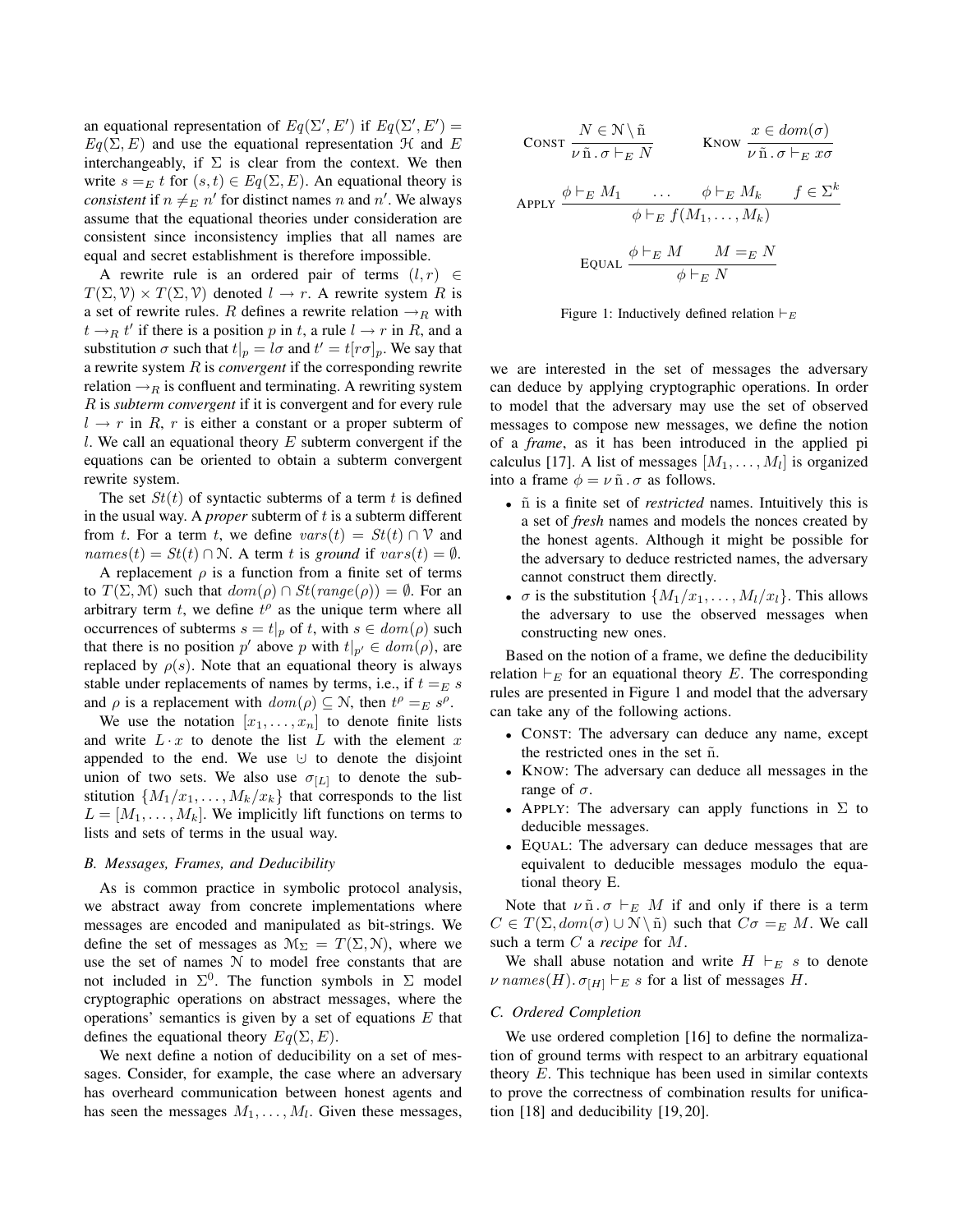an equational representation of $Eq(\Sigma', E')$ if $Eq(\Sigma', E') = Eq(\Sigma, E)$ and use the equational representation $\mathcal{H}$ and $E$ interchangeably, if $\Sigma$ is clear from the context. We then write $s =_E t$ for $(s, t) \in Eq(\Sigma, E)$. An equational theory is *consistent* if $n \neq_E n'$ for distinct names $n$ and $n'$. We always assume that the equational theories under consideration are consistent since inconsistency implies that all names are equal and secret establishment is therefore impossible.

A rewrite rule is an ordered pair of terms $(l, r) \in T(\Sigma, \mathcal{V}) \times T(\Sigma, \mathcal{V})$ denoted $l \to r$. A rewrite system $R$ is a set of rewrite rules. $R$ defines a rewrite relation $\to_R$ with $t \to_R t'$ if there is a position $p$ in $t$, a rule $l \to r$ in $R$, and a substitution $\sigma$ such that $t|_p = l\sigma$ and $t' = t[r\sigma]_p$. We say that a rewrite system $R$ is *convergent* if the corresponding rewrite relation $\to_R$ is confluent and terminating. A rewriting system $R$ is *subterm convergent* if it is convergent and for every rule $l \to r$ in $R$, $r$ is either a constant or a proper subterm of $l$. We call an equational theory $E$ subterm convergent if the equations can be oriented to obtain a subterm convergent rewrite system.

The set $St(t)$ of syntactic subterms of a term $t$ is defined in the usual way. A *proper* subterm of $t$ is a subterm different from $t$. For a term $t$, we define $vars(t) = St(t) \cap \mathcal{V}$ and $names(t) = St(t) \cap \mathcal{N}$. A term $t$ is *ground* if $vars(t) = \emptyset$.

A replacement $\rho$ is a function from a finite set of terms to $T(\Sigma, \mathcal{M})$ such that $dom(\rho) \cap St(range(\rho)) = \emptyset$. For an arbitrary term $t$, we define $t^\rho$ as the unique term where all occurrences of subterms $s = t|_p$ of $t$, with $s \in dom(\rho)$ such that there is no position $p'$ above $p$ with $t|_{p'} \in dom(\rho)$, are replaced by $\rho(s)$. Note that an equational theory is always stable under replacements of names by terms, i.e., if $t =_E s$ and $\rho$ is a replacement with $dom(\rho) \subseteq \mathcal{N}$, then $t^\rho =_E s^\rho$.

We use the notation $[x_1, \ldots, x_n]$ to denote finite lists and write $L \cdot x$ to denote the list $L$ with the element $x$ appended to the end. We use $\uplus$ to denote the disjoint union of two sets. We also use $\sigma_{[L]}$ to denote the substitution $\{M_1/x_1, \ldots, M_k/x_k\}$ that corresponds to the list $L = [M_1, \ldots, M_k]$. We implicitly lift functions on terms to lists and sets of terms in the usual way.

### B. Messages, Frames, and Deducibility

As is common practice in symbolic protocol analysis, we abstract away from concrete implementations where messages are encoded and manipulated as bit-strings. We define the set of messages as $\mathcal{M}_\Sigma = T(\Sigma, \mathcal{N})$, where we use the set of names $\mathcal{N}$ to model free constants that are not included in $\Sigma^0$. The function symbols in $\Sigma$ model cryptographic operations on abstract messages, where the operations' semantics is given by a set of equations $E$ that defines the equational theory $Eq(\Sigma, E)$.

We next define a notion of deducibility on a set of messages. Consider, for example, the case where an adversary has overheard communication between honest agents and has seen the messages $M_1, \ldots, M_l$. Given these messages,

$$\text{CONST}\ \frac{N \in \mathcal{N} \setminus \tilde{n}}{\nu\, \tilde{n} \,.\, \sigma \vdash_E N} \qquad \text{KNOW}\ \frac{x \in dom(\sigma)}{\nu\, \tilde{n} \,.\, \sigma \vdash_E x\sigma}$$

$$\text{APPLY}\ \frac{\phi \vdash_E M_1 \quad \ldots \quad \phi \vdash_E M_k \quad f \in \Sigma^k}{\phi \vdash_E f(M_1, \ldots, M_k)}$$

$$\text{EQUAL}\ \frac{\phi \vdash_E M \quad M =_E N}{\phi \vdash_E N}$$

Figure 1: Inductively defined relation $\vdash_E$

we are interested in the set of messages the adversary can deduce by applying cryptographic operations. In order to model that the adversary may use the set of observed messages to compose new messages, we define the notion of a *frame*, as it has been introduced in the applied pi calculus [17]. A list of messages $[M_1, \ldots, M_l]$ is organized into a frame $\phi = \nu\, \tilde{n} \,.\, \sigma$ as follows.

- $\tilde{n}$ is a finite set of *restricted* names. Intuitively this is a set of *fresh* names and models the nonces created by the honest agents. Although it might be possible for the adversary to deduce restricted names, the adversary cannot construct them directly.
- $\sigma$ is the substitution $\{M_1/x_1, \ldots, M_l/x_l\}$. This allows the adversary to use the observed messages when constructing new ones.

Based on the notion of a frame, we define the deducibility relation $\vdash_E$ for an equational theory $E$. The corresponding rules are presented in Figure 1 and model that the adversary can take any of the following actions.

- CONST: The adversary can deduce any name, except the restricted ones in the set $\tilde{n}$.
- KNOW: The adversary can deduce all messages in the range of $\sigma$.
- APPLY: The adversary can apply functions in $\Sigma$ to deducible messages.
- EQUAL: The adversary can deduce messages that are equivalent to deducible messages modulo the equational theory E.

Note that $\nu\, \tilde{n} \,.\, \sigma \vdash_E M$ if and only if there is a term $C \in T(\Sigma, dom(\sigma) \cup \mathcal{N} \setminus \tilde{n})$ such that $C\sigma =_E M$. We call such a term $C$ a *recipe* for $M$.

We shall abuse notation and write $H \vdash_E s$ to denote $\nu\, names(H) \,.\, \sigma_{[H]} \vdash_E s$ for a list of messages $H$.

### C. Ordered Completion

We use ordered completion [16] to define the normalization of ground terms with respect to an arbitrary equational theory $E$. This technique has been used in similar contexts to prove the correctness of combination results for unification [18] and deducibility [19, 20].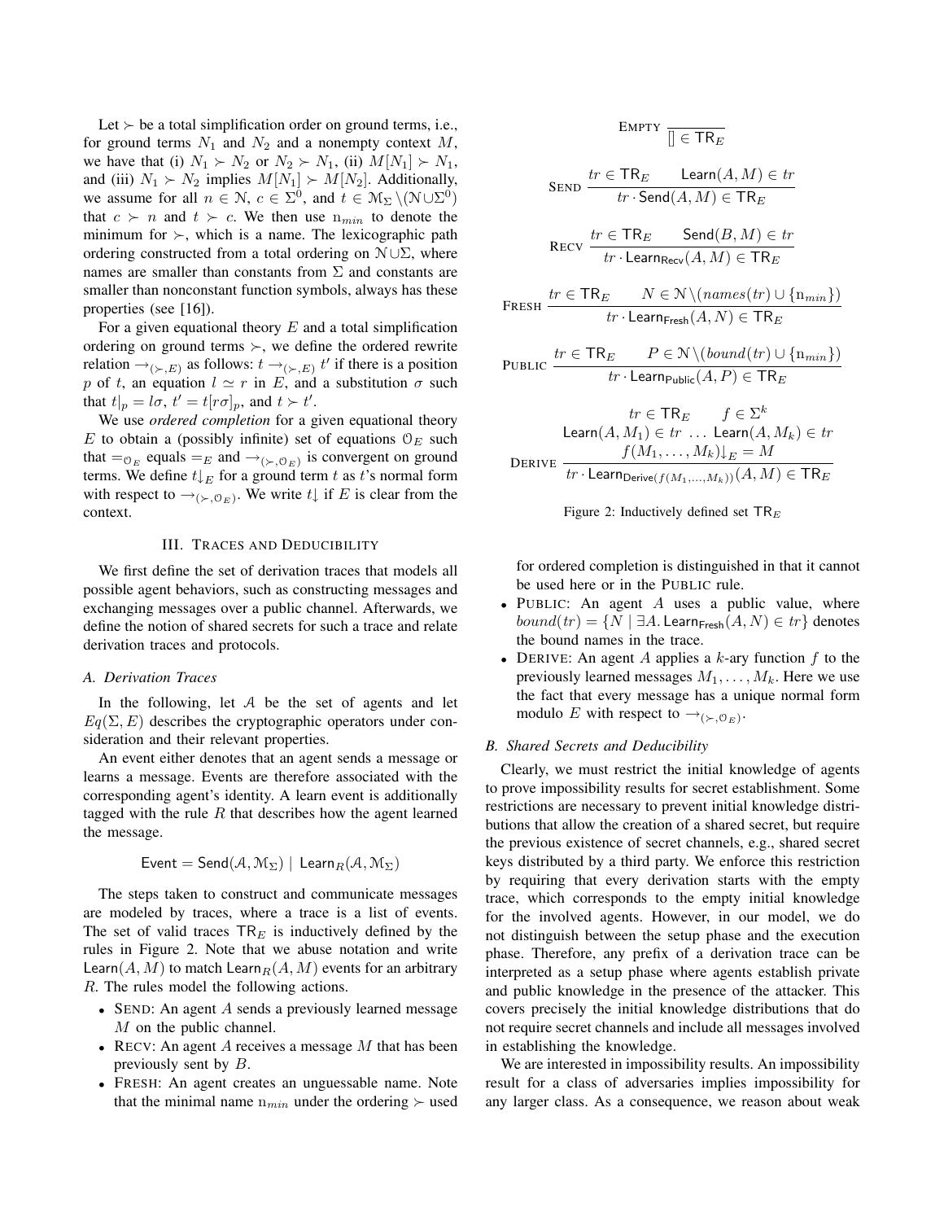Let $\succ$ be a total simplification order on ground terms, i.e., for ground terms $N_1$ and $N_2$ and a nonempty context $M$, we have that (i) $N_1 \succ N_2$ or $N_2 \succ N_1$, (ii) $M[N_1] \succ N_1$, and (iii) $N_1 \succ N_2$ implies $M[N_1] \succ M[N_2]$. Additionally, we assume for all $n \in \mathcal{N}$, $c \in \Sigma^0$, and $t \in \mathcal{M}_\Sigma \setminus (\mathcal{N} \cup \Sigma^0)$ that $c \succ n$ and $t \succ c$. We then use $\mathrm{n}_{min}$ to denote the minimum for $\succ$, which is a name. The lexicographic path ordering constructed from a total ordering on $\mathcal{N} \cup \Sigma$, where names are smaller than constants from $\Sigma$ and constants are smaller than nonconstant function symbols, always has these properties (see [16]).

For a given equational theory $E$ and a total simplification ordering on ground terms $\succ$, we define the ordered rewrite relation $\rightarrow_{(\succ,E)}$ as follows: $t \rightarrow_{(\succ,E)} t'$ if there is a position $p$ of $t$, an equation $l \simeq r$ in $E$, and a substitution $\sigma$ such that $t|_p = l\sigma$, $t' = t[r\sigma]_p$, and $t \succ t'$.

We use *ordered completion* for a given equational theory $E$ to obtain a (possibly infinite) set of equations $\mathcal{O}_E$ such that $=_{\mathcal{O}_E}$ equals $=_E$ and $\rightarrow_{(\succ,\mathcal{O}_E)}$ is convergent on ground terms. We define $t{\downarrow}_E$ for a ground term $t$ as $t$'s normal form with respect to $\rightarrow_{(\succ,\mathcal{O}_E)}$. We write $t{\downarrow}$ if $E$ is clear from the context.

## III. Traces and Deducibility

We first define the set of derivation traces that models all possible agent behaviors, such as constructing messages and exchanging messages over a public channel. Afterwards, we define the notion of shared secrets for such a trace and relate derivation traces and protocols.

### A. Derivation Traces

In the following, let $\mathcal{A}$ be the set of agents and let $Eq(\Sigma, E)$ describes the cryptographic operators under consideration and their relevant properties.

An event either denotes that an agent sends a message or learns a message. Events are therefore associated with the corresponding agent's identity. A learn event is additionally tagged with the rule $R$ that describes how the agent learned the message.

$$\mathsf{Event} = \mathsf{Send}(\mathcal{A}, \mathcal{M}_\Sigma) \mid \mathsf{Learn}_R(\mathcal{A}, \mathcal{M}_\Sigma)$$

The steps taken to construct and communicate messages are modeled by traces, where a trace is a list of events. The set of valid traces $\mathsf{TR}_E$ is inductively defined by the rules in Figure 2. Note that we abuse notation and write $\mathsf{Learn}(A, M)$ to match $\mathsf{Learn}_R(A, M)$ events for an arbitrary $R$. The rules model the following actions.

- Send: An agent $A$ sends a previously learned message $M$ on the public channel.
- Recv: An agent $A$ receives a message $M$ that has been previously sent by $B$.
- Fresh: An agent creates an unguessable name. Note that the minimal name $\mathrm{n}_{min}$ under the ordering $\succ$ used for ordered completion is distinguished in that it cannot be used here or in the Public rule.
- Public: An agent $A$ uses a public value, where $bound(tr) = \{N \mid \exists A.\, \mathsf{Learn}_{\mathsf{Fresh}}(A, N) \in tr\}$ denotes the bound names in the trace.
- Derive: An agent $A$ applies a $k$-ary function $f$ to the previously learned messages $M_1, \ldots, M_k$. Here we use the fact that every message has a unique normal form modulo $E$ with respect to $\rightarrow_{(\succ,\mathcal{O}_E)}$.

$$\text{Empty}\ \frac{}{[] \in \mathsf{TR}_E}$$

$$\text{Send}\ \frac{tr \in \mathsf{TR}_E \qquad \mathsf{Learn}(A, M) \in tr}{tr \cdot \mathsf{Send}(A, M) \in \mathsf{TR}_E}$$

$$\text{Recv}\ \frac{tr \in \mathsf{TR}_E \qquad \mathsf{Send}(B, M) \in tr}{tr \cdot \mathsf{Learn}_{\mathsf{Recv}}(A, M) \in \mathsf{TR}_E}$$

$$\text{Fresh}\ \frac{tr \in \mathsf{TR}_E \qquad N \in \mathcal{N} \setminus (names(tr) \cup \{\mathrm{n}_{min}\})}{tr \cdot \mathsf{Learn}_{\mathsf{Fresh}}(A, N) \in \mathsf{TR}_E}$$

$$\text{Public}\ \frac{tr \in \mathsf{TR}_E \qquad P \in \mathcal{N} \setminus (bound(tr) \cup \{\mathrm{n}_{min}\})}{tr \cdot \mathsf{Learn}_{\mathsf{Public}}(A, P) \in \mathsf{TR}_E}$$

$$\text{Derive}\ \frac{\begin{array}{c} tr \in \mathsf{TR}_E \qquad f \in \Sigma^k \\ \mathsf{Learn}(A, M_1) \in tr \ \ldots\ \mathsf{Learn}(A, M_k) \in tr \\ f(M_1, \ldots, M_k){\downarrow}_E = M \end{array}}{tr \cdot \mathsf{Learn}_{\mathsf{Derive}(f(M_1,\ldots,M_k))}(A, M) \in \mathsf{TR}_E}$$

Figure 2: Inductively defined set $\mathsf{TR}_E$

### B. Shared Secrets and Deducibility

Clearly, we must restrict the initial knowledge of agents to prove impossibility results for secret establishment. Some restrictions are necessary to prevent initial knowledge distributions that allow the creation of a shared secret, but require the previous existence of secret channels, e.g., shared secret keys distributed by a third party. We enforce this restriction by requiring that every derivation starts with the empty trace, which corresponds to the empty initial knowledge for the involved agents. However, in our model, we do not distinguish between the setup phase and the execution phase. Therefore, any prefix of a derivation trace can be interpreted as a setup phase where agents establish private and public knowledge in the presence of the attacker. This covers precisely the initial knowledge distributions that do not require secret channels and include all messages involved in establishing the knowledge.

We are interested in impossibility results. An impossibility result for a class of adversaries implies impossibility for any larger class. As a consequence, we reason about weak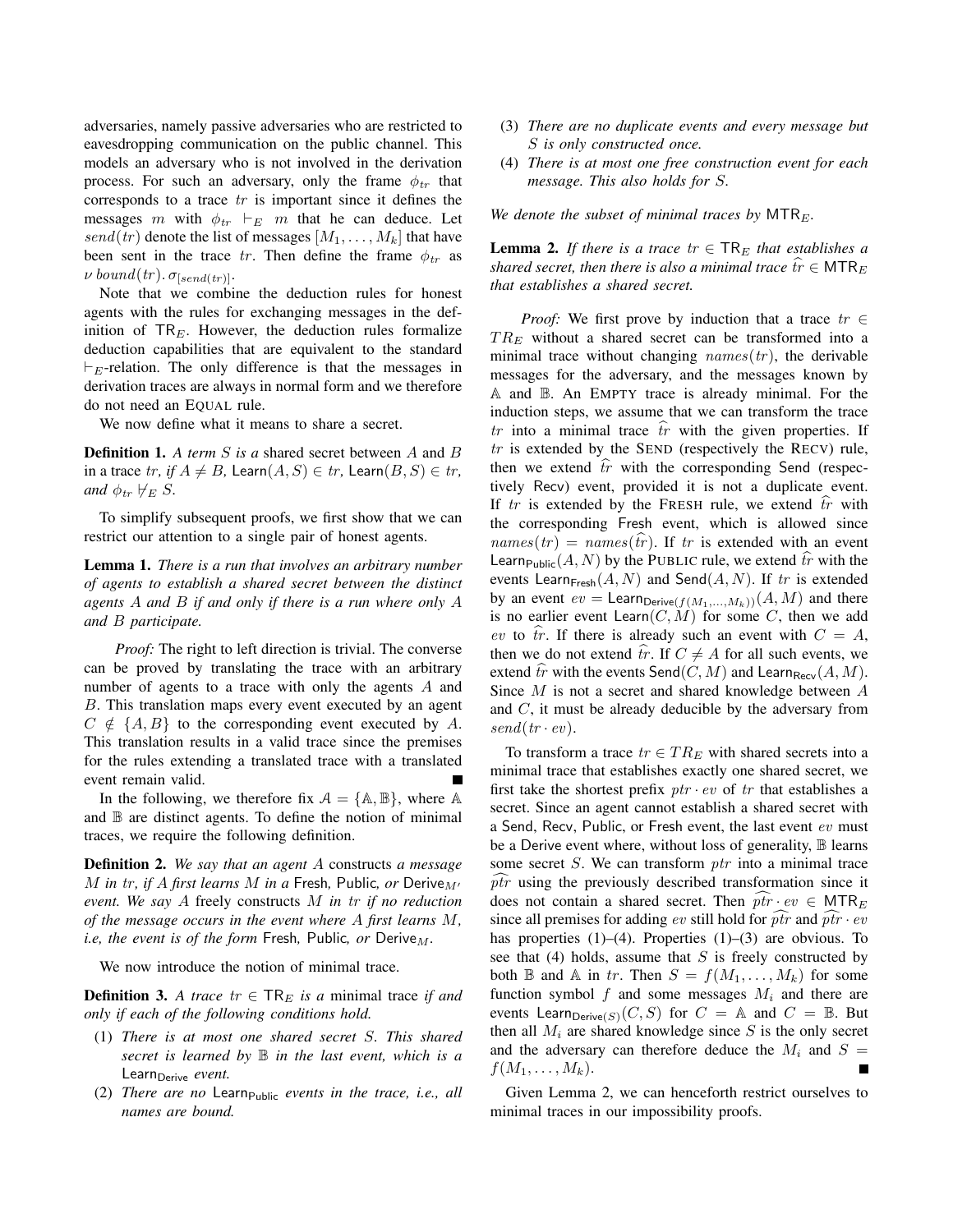adversaries, namely passive adversaries who are restricted to eavesdropping communication on the public channel. This models an adversary who is not involved in the derivation process. For such an adversary, only the frame $\phi_{tr}$ that corresponds to a trace $tr$ is important since it defines the messages $m$ with $\phi_{tr} \vdash_E m$ that he can deduce. Let $send(tr)$ denote the list of messages $[M_1, \ldots, M_k]$ that have been sent in the trace $tr$. Then define the frame $\phi_{tr}$ as $\nu\, bound(tr).\, \sigma_{[send(tr)]}$.

Note that we combine the deduction rules for honest agents with the rules for exchanging messages in the definition of $\mathsf{TR}_E$. However, the deduction rules formalize deduction capabilities that are equivalent to the standard $\vdash_E$-relation. The only difference is that the messages in derivation traces are always in normal form and we therefore do not need an EQUAL rule.

We now define what it means to share a secret.

**Definition 1.** *A term $S$ is a* shared secret *between $A$ and $B$ in a trace $tr$, if $A \neq B$, $\mathsf{Learn}(A, S) \in tr$, $\mathsf{Learn}(B, S) \in tr$, and $\phi_{tr} \not\vdash_E S$.*

To simplify subsequent proofs, we first show that we can restrict our attention to a single pair of honest agents.

**Lemma 1.** *There is a run that involves an arbitrary number of agents to establish a shared secret between the distinct agents $A$ and $B$ if and only if there is a run where only $A$ and $B$ participate.*

*Proof:* The right to left direction is trivial. The converse can be proved by translating the trace with an arbitrary number of agents to a trace with only the agents $A$ and $B$. This translation maps every event executed by an agent $C \notin \{A, B\}$ to the corresponding event executed by $A$. This translation results in a valid trace since the premises for the rules extending a translated trace with a translated event remain valid. ■

In the following, we therefore fix $\mathcal{A} = \{\mathbb{A}, \mathbb{B}\}$, where $\mathbb{A}$ and $\mathbb{B}$ are distinct agents. To define the notion of minimal traces, we require the following definition.

**Definition 2.** *We say that an agent $A$* constructs *a message $M$ in $tr$, if $A$ first learns $M$ in a* $\mathsf{Fresh}$, $\mathsf{Public}$, *or* $\mathsf{Derive}_{M'}$ *event. We say $A$* freely constructs *$M$ in $tr$ if no reduction of the message occurs in the event where $A$ first learns $M$, i.e, the event is of the form* $\mathsf{Fresh}$, $\mathsf{Public}$, *or* $\mathsf{Derive}_M$.

We now introduce the notion of minimal trace.

**Definition 3.** *A trace $tr \in \mathsf{TR}_E$ is a* minimal trace *if and only if each of the following conditions hold.*

1. *There is at most one shared secret $S$. This shared secret is learned by $\mathbb{B}$ in the last event, which is a* $\mathsf{Learn}_{\mathsf{Derive}}$ *event.*
2. *There are no* $\mathsf{Learn}_{\mathsf{Public}}$ *events in the trace, i.e., all names are bound.*
3. *There are no duplicate events and every message but $S$ is only constructed once.*
4. *There is at most one free construction event for each message. This also holds for $S$.*

*We denote the subset of minimal traces by* $\mathsf{MTR}_E$.

**Lemma 2.** *If there is a trace $tr \in \mathsf{TR}_E$ that establishes a shared secret, then there is also a minimal trace $\widehat{tr} \in \mathsf{MTR}_E$ that establishes a shared secret.*

*Proof:* We first prove by induction that a trace $tr \in TR_E$ without a shared secret can be transformed into a minimal trace without changing $names(tr)$, the derivable messages for the adversary, and the messages known by $\mathbb{A}$ and $\mathbb{B}$. An EMPTY trace is already minimal. For the induction steps, we assume that we can transform the trace $tr$ into a minimal trace $\widehat{tr}$ with the given properties. If $tr$ is extended by the SEND (respectively the RECV) rule, then we extend $\widehat{tr}$ with the corresponding $\mathsf{Send}$ (respectively $\mathsf{Recv}$) event, provided it is not a duplicate event. If $tr$ is extended by the FRESH rule, we extend $\widehat{tr}$ with the corresponding $\mathsf{Fresh}$ event, which is allowed since $names(tr) = names(\widehat{tr})$. If $tr$ is extended with an event $\mathsf{Learn}_{\mathsf{Public}}(A, N)$ by the PUBLIC rule, we extend $\widehat{tr}$ with the events $\mathsf{Learn}_{\mathsf{Fresh}}(A, N)$ and $\mathsf{Send}(A, N)$. If $tr$ is extended by an event $ev = \mathsf{Learn}_{\mathsf{Derive}(f(M_1,\ldots,M_k))}(A, M)$ and there is no earlier event $\mathsf{Learn}(C, M)$ for some $C$, then we add $ev$ to $\widehat{tr}$. If there is already such an event with $C = A$, then we do not extend $\widehat{tr}$. If $C \neq A$ for all such events, we extend $\widehat{tr}$ with the events $\mathsf{Send}(C, M)$ and $\mathsf{Learn}_{\mathsf{Recv}}(A, M)$. Since $M$ is not a secret and shared knowledge between $A$ and $C$, it must be already deducible by the adversary from $send(tr \cdot ev)$.

To transform a trace $tr \in TR_E$ with shared secrets into a minimal trace that establishes exactly one shared secret, we first take the shortest prefix $ptr \cdot ev$ of $tr$ that establishes a secret. Since an agent cannot establish a shared secret with a $\mathsf{Send}$, $\mathsf{Recv}$, $\mathsf{Public}$, or $\mathsf{Fresh}$ event, the last event $ev$ must be a $\mathsf{Derive}$ event where, without loss of generality, $\mathbb{B}$ learns some secret $S$. We can transform $ptr$ into a minimal trace $\widehat{ptr}$ using the previously described transformation since it does not contain a shared secret. Then $\widehat{ptr} \cdot ev \in \mathsf{MTR}_E$ since all premises for adding $ev$ still hold for $\widehat{ptr}$ and $\widehat{ptr} \cdot ev$ has properties (1)–(4). Properties (1)–(3) are obvious. To see that (4) holds, assume that $S$ is freely constructed by both $\mathbb{B}$ and $\mathbb{A}$ in $tr$. Then $S = f(M_1, \ldots, M_k)$ for some function symbol $f$ and some messages $M_i$ and there are events $\mathsf{Learn}_{\mathsf{Derive}(S)}(C, S)$ for $C = \mathbb{A}$ and $C = \mathbb{B}$. But then all $M_i$ are shared knowledge since $S$ is the only secret and the adversary can therefore deduce the $M_i$ and $S = f(M_1, \ldots, M_k)$. ■

Given Lemma 2, we can henceforth restrict ourselves to minimal traces in our impossibility proofs.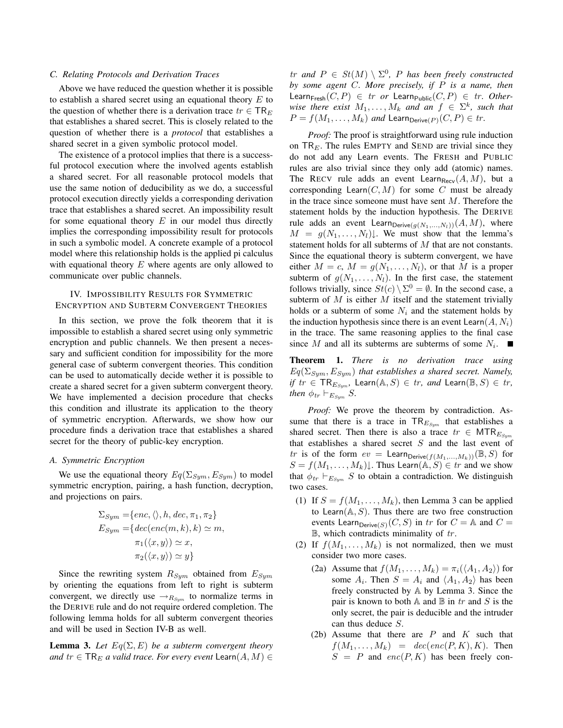### C. Relating Protocols and Derivation Traces

Above we have reduced the question whether it is possible to establish a shared secret using an equational theory $E$ to the question of whether there is a derivation trace $tr \in \mathsf{TR}_E$ that establishes a shared secret. This is closely related to the question of whether there is a *protocol* that establishes a shared secret in a given symbolic protocol model.

The existence of a protocol implies that there is a successful protocol execution where the involved agents establish a shared secret. For all reasonable protocol models that use the same notion of deducibility as we do, a successful protocol execution directly yields a corresponding derivation trace that establishes a shared secret. An impossibility result for some equational theory $E$ in our model thus directly implies the corresponding impossibility result for protocols in such a symbolic model. A concrete example of a protocol model where this relationship holds is the applied pi calculus with equational theory $E$ where agents are only allowed to communicate over public channels.

## IV. Impossibility Results for Symmetric Encryption and Subterm Convergent Theories

In this section, we prove the folk theorem that it is impossible to establish a shared secret using only symmetric encryption and public channels. We then present a necessary and sufficient condition for impossibility for the more general case of subterm convergent theories. This condition can be used to automatically decide wether it is possible to create a shared secret for a given subterm convergent theory. We have implemented a decision procedure that checks this condition and illustrate its application to the theory of symmetric encryption. Afterwards, we show how our procedure finds a derivation trace that establishes a shared secret for the theory of public-key encryption.

### A. Symmetric Encryption

We use the equational theory $Eq(\Sigma_{Sym}, E_{Sym})$ to model symmetric encryption, pairing, a hash function, decryption, and projections on pairs.

$$
\begin{aligned}
\Sigma_{Sym} = &\{enc, \langle\rangle, h, dec, \pi_1, \pi_2\} \\
E_{Sym} = &\{dec(enc(m,k),k) \simeq m, \\
&\pi_1(\langle x,y\rangle) \simeq x, \\
&\pi_2(\langle x,y\rangle) \simeq y\}
\end{aligned}
$$

Since the rewriting system $R_{Sym}$ obtained from $E_{Sym}$ by orienting the equations from left to right is subterm convergent, we directly use $\rightarrow_{R_{Sym}}$ to normalize terms in the DERIVE rule and do not require ordered completion. The following lemma holds for all subterm convergent theories and will be used in Section IV-B as well.

**Lemma 3.** *Let $Eq(\Sigma, E)$ be a subterm convergent theory and $tr \in \mathsf{TR}_E$ a valid trace. For every event $\mathsf{Learn}(A, M) \in tr$ and $P \in St(M) \setminus \Sigma^0$, $P$ has been freely constructed by some agent $C$. More precisely, if $P$ is a name, then $\mathsf{Learn}_{\mathsf{Fresh}}(C, P) \in tr$ or $\mathsf{Learn}_{\mathsf{Public}}(C, P) \in tr$. Otherwise there exist $M_1, \ldots, M_k$ and an $f \in \Sigma^k$, such that $P = f(M_1, \ldots, M_k)$ and $\mathsf{Learn}_{\mathsf{Derive}(P)}(C, P) \in tr$.*

*Proof:* The proof is straightforward using rule induction on $\mathsf{TR}_E$. The rules EMPTY and SEND are trivial since they do not add any Learn events. The FRESH and PUBLIC rules are also trivial since they only add (atomic) names. The RECV rule adds an event $\mathsf{Learn}_{\mathsf{Recv}}(A, M)$, but a corresponding $\mathsf{Learn}(C, M)$ for some $C$ must be already in the trace since someone must have sent $M$. Therefore the statement holds by the induction hypothesis. The DERIVE rule adds an event $\mathsf{Learn}_{\mathsf{Derive}(g(N_1,\ldots,N_l))}(A, M)$, where $M = g(N_1, \ldots, N_l)\downarrow$. We must show that the lemma's statement holds for all subterms of $M$ that are not constants. Since the equational theory is subterm convergent, we have either $M = c$, $M = g(N_1, \ldots, N_l)$, or that $M$ is a proper subterm of $g(N_1, \ldots, N_l)$. In the first case, the statement follows trivially, since $St(c) \setminus \Sigma^0 = \emptyset$. In the second case, a subterm of $M$ is either $M$ itself and the statement trivially holds or a subterm of some $N_i$ and the statement holds by the induction hypothesis since there is an event $\mathsf{Learn}(A, N_i)$ in the trace. The same reasoning applies to the final case since $M$ and all its subterms are subterms of some $N_i$. ∎

**Theorem 1.** *There is no derivation trace using $Eq(\Sigma_{Sym}, E_{Sym})$ that establishes a shared secret. Namely, if $tr \in \mathsf{TR}_{E_{Sym}}$, $\mathsf{Learn}(\mathbb{A}, S) \in tr$, and $\mathsf{Learn}(\mathbb{B}, S) \in tr$, then $\phi_{tr} \vdash_{E_{Sym}} S$.*

*Proof:* We prove the theorem by contradiction. Assume that there is a trace in $\mathsf{TR}_{E_{Sym}}$ that establishes a shared secret. Then there is also a trace $tr \in \mathsf{MTR}_{E_{Sym}}$ that establishes a shared secret $S$ and the last event of $tr$ is of the form $ev = \mathsf{Learn}_{\mathsf{Derive}(f(M_1,\ldots,M_k))}(\mathbb{B}, S)$ for $S = f(M_1, \ldots, M_k)\downarrow$. Thus $\mathsf{Learn}(\mathbb{A}, S) \in tr$ and we show that $\phi_{tr} \vdash_{E_{Sym}} S$ to obtain a contradiction. We distinguish two cases.

1. (1) If $S = f(M_1, \ldots, M_k)$, then Lemma 3 can be applied to $\mathsf{Learn}(\mathbb{A}, S)$. Thus there are two free construction events $\mathsf{Learn}_{\mathsf{Derive}(S)}(C, S)$ in $tr$ for $C = \mathbb{A}$ and $C = \mathbb{B}$, which contradicts minimality of $tr$.
2. (2) If $f(M_1, \ldots, M_k)$ is not normalized, then we must consider two more cases.
   - (2a) Assume that $f(M_1, \ldots, M_k) = \pi_i(\langle A_1, A_2\rangle)$ for some $A_i$. Then $S = A_i$ and $\langle A_1, A_2\rangle$ has been freely constructed by $\mathbb{A}$ by Lemma 3. Since the pair is known to both $\mathbb{A}$ and $\mathbb{B}$ in $tr$ and $S$ is the only secret, the pair is deducible and the intruder can thus deduce $S$.
   - (2b) Assume that there are $P$ and $K$ such that $f(M_1, \ldots, M_k) = dec(enc(P, K), K)$. Then $S = P$ and $enc(P, K)$ has been freely con-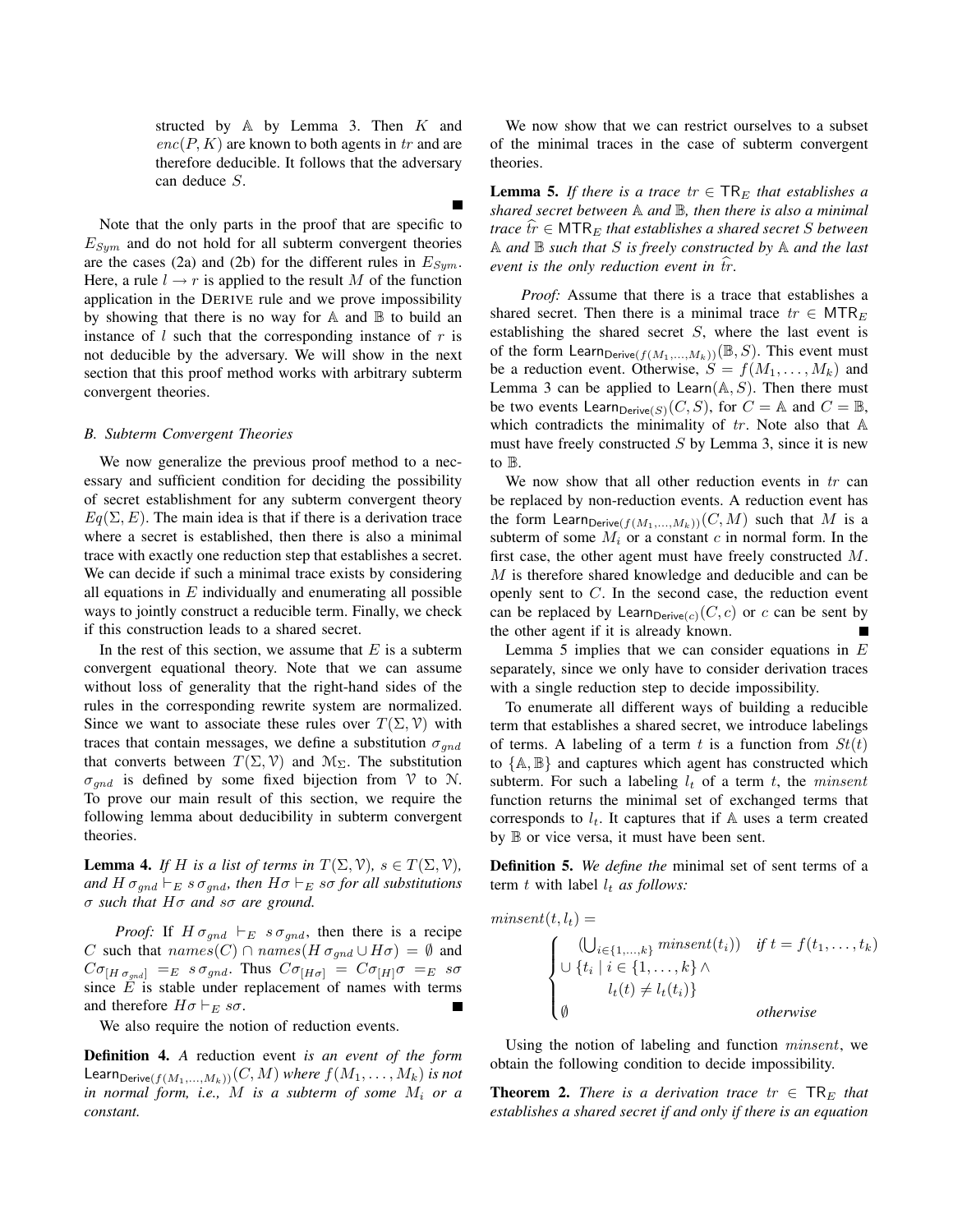structed by $\mathbb{A}$ by Lemma 3. Then $K$ and $enc(P, K)$ are known to both agents in $tr$ and are therefore deducible. It follows that the adversary can deduce $S$.

∎

Note that the only parts in the proof that are specific to $E_{Sym}$ and do not hold for all subterm convergent theories are the cases (2a) and (2b) for the different rules in $E_{Sym}$. Here, a rule $l \rightarrow r$ is applied to the result $M$ of the function application in the DERIVE rule and we prove impossibility by showing that there is no way for $\mathbb{A}$ and $\mathbb{B}$ to build an instance of $l$ such that the corresponding instance of $r$ is not deducible by the adversary. We will show in the next section that this proof method works with arbitrary subterm convergent theories.

### B. Subterm Convergent Theories

We now generalize the previous proof method to a necessary and sufficient condition for deciding the possibility of secret establishment for any subterm convergent theory $Eq(\Sigma, E)$. The main idea is that if there is a derivation trace where a secret is established, then there is also a minimal trace with exactly one reduction step that establishes a secret. We can decide if such a minimal trace exists by considering all equations in $E$ individually and enumerating all possible ways to jointly construct a reducible term. Finally, we check if this construction leads to a shared secret.

In the rest of this section, we assume that $E$ is a subterm convergent equational theory. Note that we can assume without loss of generality that the right-hand sides of the rules in the corresponding rewrite system are normalized. Since we want to associate these rules over $T(\Sigma, \mathcal{V})$ with traces that contain messages, we define a substitution $\sigma_{gnd}$ that converts between $T(\Sigma, \mathcal{V})$ and $\mathcal{M}_\Sigma$. The substitution $\sigma_{gnd}$ is defined by some fixed bijection from $\mathcal{V}$ to $\mathcal{N}$. To prove our main result of this section, we require the following lemma about deducibility in subterm convergent theories.

**Lemma 4.** *If $H$ is a list of terms in $T(\Sigma, \mathcal{V})$, $s \in T(\Sigma, \mathcal{V})$, and $H\,\sigma_{gnd} \vdash_E s\,\sigma_{gnd}$, then $H\sigma \vdash_E s\sigma$ for all substitutions $\sigma$ such that $H\sigma$ and $s\sigma$ are ground.*

*Proof:* If $H\,\sigma_{gnd} \vdash_E s\,\sigma_{gnd}$, then there is a recipe $C$ such that $names(C) \cap names(H\,\sigma_{gnd} \cup H\sigma) = \emptyset$ and $C\sigma_{[H\,\sigma_{gnd}]} =_E s\,\sigma_{gnd}$. Thus $C\sigma_{[H\sigma]} = C\sigma_{[H]}\sigma =_E s\sigma$ since $E$ is stable under replacement of names with terms and therefore $H\sigma \vdash_E s\sigma$. ∎

We also require the notion of reduction events.

**Definition 4.** *A* reduction event *is an event of the form $\mathsf{Learn}_{\mathsf{Derive}(f(M_1,\ldots,M_k))}(C, M)$ where $f(M_1, \ldots, M_k)$ is not in normal form, i.e., $M$ is a subterm of some $M_i$ or a constant.*

We now show that we can restrict ourselves to a subset of the minimal traces in the case of subterm convergent theories.

**Lemma 5.** *If there is a trace $tr \in \mathsf{TR}_E$ that establishes a shared secret between $\mathbb{A}$ and $\mathbb{B}$, then there is also a minimal trace $\widehat{tr} \in \mathsf{MTR}_E$ that establishes a shared secret $S$ between $\mathbb{A}$ and $\mathbb{B}$ such that $S$ is freely constructed by $\mathbb{A}$ and the last event is the only reduction event in $\widehat{tr}$.*

*Proof:* Assume that there is a trace that establishes a shared secret. Then there is a minimal trace $tr \in \mathsf{MTR}_E$ establishing the shared secret $S$, where the last event is of the form $\mathsf{Learn}_{\mathsf{Derive}(f(M_1,\ldots,M_k))}(\mathbb{B}, S)$. This event must be a reduction event. Otherwise, $S = f(M_1, \ldots, M_k)$ and Lemma 3 can be applied to $\mathsf{Learn}(\mathbb{A}, S)$. Then there must be two events $\mathsf{Learn}_{\mathsf{Derive}(S)}(C, S)$, for $C = \mathbb{A}$ and $C = \mathbb{B}$, which contradicts the minimality of $tr$. Note also that $\mathbb{A}$ must have freely constructed $S$ by Lemma 3, since it is new to $\mathbb{B}$.

We now show that all other reduction events in $tr$ can be replaced by non-reduction events. A reduction event has the form $\mathsf{Learn}_{\mathsf{Derive}(f(M_1,\ldots,M_k))}(C, M)$ such that $M$ is a subterm of some $M_i$ or a constant $c$ in normal form. In the first case, the other agent must have freely constructed $M$. $M$ is therefore shared knowledge and deducible and can be openly sent to $C$. In the second case, the reduction event can be replaced by $\mathsf{Learn}_{\mathsf{Derive}(c)}(C, c)$ or $c$ can be sent by the other agent if it is already known. ∎

Lemma 5 implies that we can consider equations in $E$ separately, since we only have to consider derivation traces with a single reduction step to decide impossibility.

To enumerate all different ways of building a reducible term that establishes a shared secret, we introduce labelings of terms. A labeling of a term $t$ is a function from $St(t)$ to $\{\mathbb{A}, \mathbb{B}\}$ and captures which agent has constructed which subterm. For such a labeling $l_t$ of a term $t$, the $minsent$ function returns the minimal set of exchanged terms that corresponds to $l_t$. It captures that if $\mathbb{A}$ uses a term created by $\mathbb{B}$ or vice versa, it must have been sent.

**Definition 5.** *We define the* minimal set of sent terms *of a term $t$ with label $l_t$ as follows:*

$$
minsent(t, l_t) =
\begin{cases}
(\bigcup_{i \in \{1,\ldots,k\}} minsent(t_i)) & \text{if } t = f(t_1, \ldots, t_k) \\
\cup \{t_i \mid i \in \{1, \ldots, k\} \wedge & \\
\quad l_t(t) \neq l_t(t_i)\} & \\
\emptyset & \text{otherwise}
\end{cases}
$$

Using the notion of labeling and function $minsent$, we obtain the following condition to decide impossibility.

**Theorem 2.** *There is a derivation trace $tr \in \mathsf{TR}_E$ that establishes a shared secret if and only if there is an equation*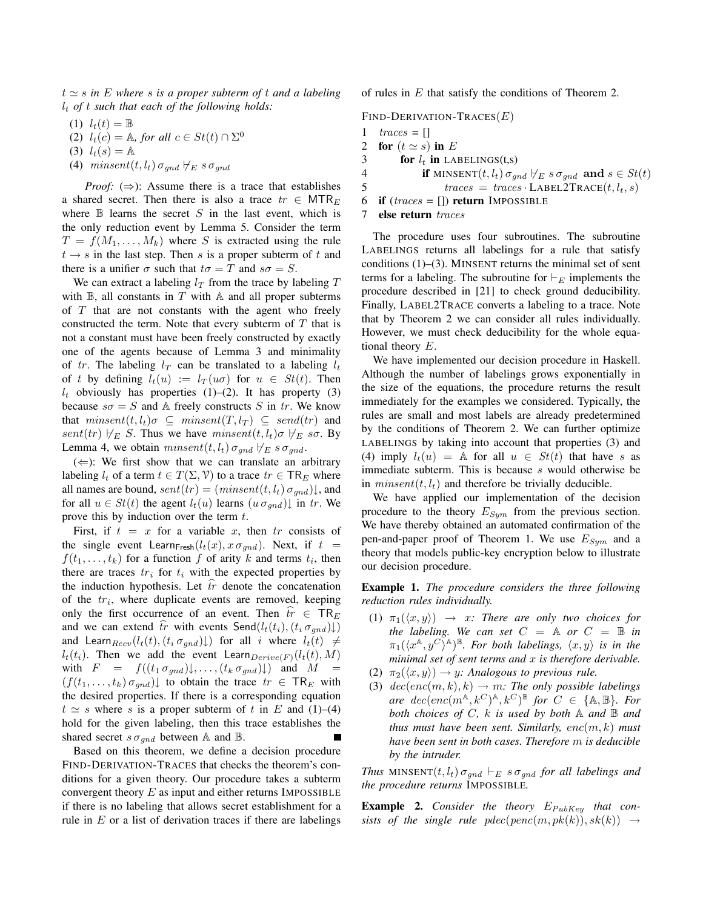*$t \simeq s$ in $E$ where $s$ is a proper subterm of $t$ and a labeling $l_t$ of $t$ such that each of the following holds:*

1. $l_t(t) = \mathbb{B}$
2. $l_t(c) = \mathbb{A}$*, for all* $c \in St(t) \cap \Sigma^0$
3. $l_t(s) = \mathbb{A}$
4. $minsent(t, l_t)\,\sigma_{gnd} \not\vdash_E s\,\sigma_{gnd}$

*Proof:* ($\Rightarrow$): Assume there is a trace that establishes a shared secret. Then there is also a trace $tr \in \mathsf{MTR}_E$ where $\mathbb{B}$ learns the secret $S$ in the last event, which is the only reduction event by Lemma 5. Consider the term $T = f(M_1, \ldots, M_k)$ where $S$ is extracted using the rule $t \rightarrow s$ in the last step. Then $s$ is a proper subterm of $t$ and there is a unifier $\sigma$ such that $t\sigma = T$ and $s\sigma = S$.

We can extract a labeling $l_T$ from the trace by labeling $T$ with $\mathbb{B}$, all constants in $T$ with $\mathbb{A}$ and all proper subterms of $T$ that are not constants with the agent who freely constructed the term. Note that every subterm of $T$ that is not a constant must have been freely constructed by exactly one of the agents because of Lemma 3 and minimality of $tr$. The labeling $l_T$ can be translated to a labeling $l_t$ of $t$ by defining $l_t(u) := l_T(u\sigma)$ for $u \in St(t)$. Then $l_t$ obviously has properties (1)–(2). It has property (3) because $s\sigma = S$ and $\mathbb{A}$ freely constructs $S$ in $tr$. We know that $minsent(t, l_t)\sigma \subseteq minsent(T, l_T) \subseteq send(tr)$ and $sent(tr) \not\vdash_E S$. Thus we have $minsent(t, l_t)\sigma \not\vdash_E s\sigma$. By Lemma 4, we obtain $minsent(t, l_t)\,\sigma_{gnd} \not\vdash_E s\,\sigma_{gnd}$.

($\Leftarrow$): We first show that we can translate an arbitrary labeling $l_t$ of a term $t \in T(\Sigma, \mathcal{V})$ to a trace $tr \in \mathsf{TR}_E$ where all names are bound, $sent(tr) = (minsent(t, l_t)\,\sigma_{gnd})\!\downarrow$, and for all $u \in St(t)$ the agent $l_t(u)$ learns $(u\,\sigma_{gnd})\!\downarrow$ in $tr$. We prove this by induction over the term $t$.

First, if $t = x$ for a variable $x$, then $tr$ consists of the single event $\mathsf{Learn}_{\mathsf{Fresh}}(l_t(x), x\,\sigma_{gnd})$. Next, if $t = f(t_1, \ldots, t_k)$ for a function $f$ of arity $k$ and terms $t_i$, then there are traces $tr_i$ for $t_i$ with the expected properties by the induction hypothesis. Let $\widehat{tr}$ denote the concatenation of the $tr_i$, where duplicate events are removed, keeping only the first occurrence of an event. Then $\widehat{tr} \in \mathsf{TR}_E$ and we can extend $\widehat{tr}$ with events $\mathsf{Send}(l_t(t_i), (t_i\,\sigma_{gnd})\!\downarrow)$ and $\mathsf{Learn}_{Recv}(l_t(t), (t_i\,\sigma_{gnd})\!\downarrow)$ for all $i$ where $l_t(t) \neq l_t(t_i)$. Then we add the event $\mathsf{Learn}_{Derive(F)}(l_t(t), M)$ with $F = f((t_1\,\sigma_{gnd})\!\downarrow, \ldots, (t_k\,\sigma_{gnd})\!\downarrow)$ and $M = (f(t_1, \ldots, t_k)\,\sigma_{gnd})\!\downarrow$ to obtain the trace $tr \in \mathsf{TR}_E$ with the desired properties. If there is a corresponding equation $t \simeq s$ where $s$ is a proper subterm of $t$ in $E$ and (1)–(4) hold for the given labeling, then this trace establishes the shared secret $s\,\sigma_{gnd}$ between $\mathbb{A}$ and $\mathbb{B}$. ∎

Based on this theorem, we define a decision procedure FIND-DERIVATION-TRACES that checks the theorem's conditions for a given theory. Our procedure takes a subterm convergent theory $E$ as input and either returns IMPOSSIBLE if there is no labeling that allows secret establishment for a rule in $E$ or a list of derivation traces if there are labelings of rules in $E$ that satisfy the conditions of Theorem 2.

FIND-DERIVATION-TRACES($E$)

```
1  traces = []
2  for (t ≃ s) in E
3       for l_t in LABELINGS(t,s)
4             if MINSENT(t, l_t) σ_gnd ⊬_E s σ_gnd and s ∈ St(t)
5                  traces = traces · LABEL2TRACE(t, l_t, s)
6  if (traces = []) return IMPOSSIBLE
7  else return traces
```

The procedure uses four subroutines. The subroutine LABELINGS returns all labelings for a rule that satisfy conditions (1)–(3). MINSENT returns the minimal set of sent terms for a labeling. The subroutine for $\vdash_E$ implements the procedure described in [21] to check ground deducibility. Finally, LABEL2TRACE converts a labeling to a trace. Note that by Theorem 2 we can consider all rules individually. However, we must check deducibility for the whole equational theory $E$.

We have implemented our decision procedure in Haskell. Although the number of labelings grows exponentially in the size of the equations, the procedure returns the result immediately for the examples we considered. Typically, the rules are small and most labels are already predetermined by the conditions of Theorem 2. We can further optimize LABELINGS by taking into account that properties (3) and (4) imply $l_t(u) = \mathbb{A}$ for all $u \in St(t)$ that have $s$ as immediate subterm. This is because $s$ would otherwise be in $minsent(t, l_t)$ and therefore be trivially deducible.

We have applied our implementation of the decision procedure to the theory $E_{Sym}$ from the previous section. We have thereby obtained an automated confirmation of the pen-and-paper proof of Theorem 1. We use $E_{Sym}$ and a theory that models public-key encryption below to illustrate our decision procedure.

**Example 1.** *The procedure considers the three following reduction rules individually.*

1. $\pi_1(\langle x, y \rangle) \rightarrow x$*: There are only two choices for the labeling. We can set* $C = \mathbb{A}$ *or* $C = \mathbb{B}$ *in* $\pi_1(\langle x^{\mathbb{A}}, y^C \rangle^{\mathbb{A}})^{\mathbb{B}}$*. For both labelings,* $\langle x, y \rangle$ *is in the minimal set of sent terms and* $x$ *is therefore derivable.*
2. $\pi_2(\langle x, y \rangle) \rightarrow y$*: Analogous to previous rule.*
3. $dec(enc(m, k), k) \rightarrow m$*: The only possible labelings are* $dec(enc(m^{\mathbb{A}}, k^C)^{\mathbb{A}}, k^C)^{\mathbb{B}}$ *for* $C \in \{\mathbb{A}, \mathbb{B}\}$*. For both choices of* $C$*,* $k$ *is used by both* $\mathbb{A}$ *and* $\mathbb{B}$ *and thus must have been sent. Similarly,* $enc(m, k)$ *must have been sent in both cases. Therefore* $m$ *is deducible by the intruder.*

*Thus* $\text{MINSENT}(t, l_t)\,\sigma_{gnd} \vdash_E s\,\sigma_{gnd}$ *for all labelings and the procedure returns* IMPOSSIBLE*.*

**Example 2.** *Consider the theory* $E_{PubKey}$ *that consists of the single rule* $pdec(penc(m, pk(k)), sk(k)) \rightarrow$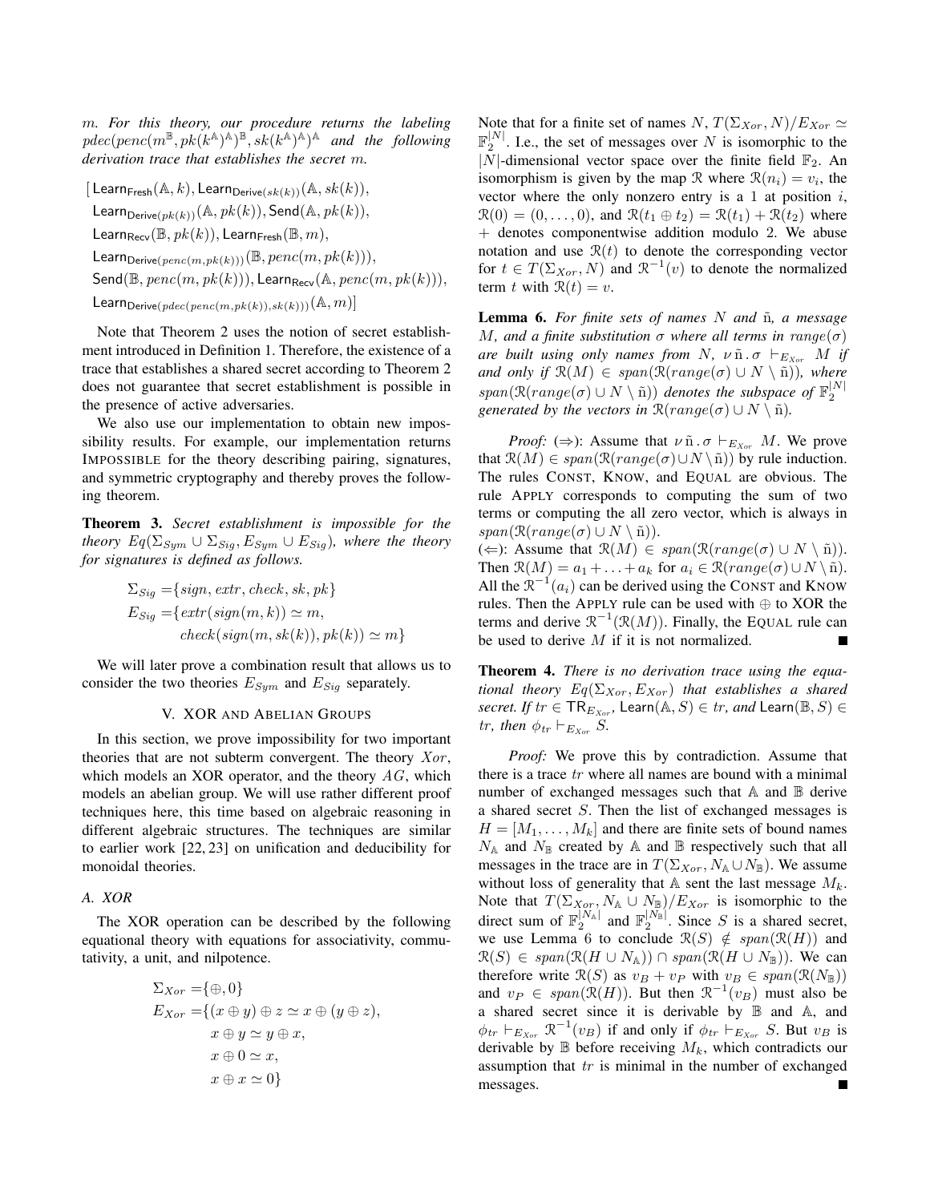*m. For this theory, our procedure returns the labeling* $pdec(penc(m^{\mathbb{B}}, pk(k^{\mathbb{A}})^{\mathbb{A}})^{\mathbb{B}}, sk(k^{\mathbb{A}})^{\mathbb{A}})^{\mathbb{A}}$ *and the following derivation trace that establishes the secret m.*

$$
\begin{aligned}
[\,&\mathsf{Learn}_{\mathsf{Fresh}}(\mathbb{A}, k), \mathsf{Learn}_{\mathsf{Derive}(sk(k))}(\mathbb{A}, sk(k)),\\
&\mathsf{Learn}_{\mathsf{Derive}(pk(k))}(\mathbb{A}, pk(k)), \mathsf{Send}(\mathbb{A}, pk(k)),\\
&\mathsf{Learn}_{\mathsf{Recv}}(\mathbb{B}, pk(k)), \mathsf{Learn}_{\mathsf{Fresh}}(\mathbb{B}, m),\\
&\mathsf{Learn}_{\mathsf{Derive}(penc(m,pk(k)))}(\mathbb{B}, penc(m, pk(k))),\\
&\mathsf{Send}(\mathbb{B}, penc(m, pk(k))), \mathsf{Learn}_{\mathsf{Recv}}(\mathbb{A}, penc(m, pk(k))),\\
&\mathsf{Learn}_{\mathsf{Derive}(pdec(penc(m,pk(k)),sk(k)))}(\mathbb{A}, m)]
\end{aligned}
$$

Note that Theorem 2 uses the notion of secret establishment introduced in Definition 1. Therefore, the existence of a trace that establishes a shared secret according to Theorem 2 does not guarantee that secret establishment is possible in the presence of active adversaries.

We also use our implementation to obtain new impossibility results. For example, our implementation returns IMPOSSIBLE for the theory describing pairing, signatures, and symmetric cryptography and thereby proves the following theorem.

**Theorem 3.** *Secret establishment is impossible for the theory* $Eq(\Sigma_{Sym} \cup \Sigma_{Sig}, E_{Sym} \cup E_{Sig})$*, where the theory for signatures is defined as follows.*

$$
\begin{aligned}
\Sigma_{Sig} =& \{sign, extr, check, sk, pk\}\\
E_{Sig} =& \{extr(sign(m, k)) \simeq m,\\
& check(sign(m, sk(k)), pk(k)) \simeq m\}
\end{aligned}
$$

We will later prove a combination result that allows us to consider the two theories $E_{Sym}$ and $E_{Sig}$ separately.

## V. XOR AND ABELIAN GROUPS

In this section, we prove impossibility for two important theories that are not subterm convergent. The theory $Xor$, which models an XOR operator, and the theory $AG$, which models an abelian group. We will use rather different proof techniques here, this time based on algebraic reasoning in different algebraic structures. The techniques are similar to earlier work [22, 23] on unification and deducibility for monoidal theories.

### A. XOR

The XOR operation can be described by the following equational theory with equations for associativity, commutativity, a unit, and nilpotence.

$$
\begin{aligned}
\Sigma_{Xor} =& \{\oplus, 0\}\\
E_{Xor} =& \{(x \oplus y) \oplus z \simeq x \oplus (y \oplus z),\\
& x \oplus y \simeq y \oplus x,\\
& x \oplus 0 \simeq x,\\
& x \oplus x \simeq 0\}
\end{aligned}
$$

Note that for a finite set of names $N$, $T(\Sigma_{Xor}, N)/E_{Xor} \simeq \mathbb{F}_2^{|N|}$. I.e., the set of messages over $N$ is isomorphic to the $|N|$-dimensional vector space over the finite field $\mathbb{F}_2$. An isomorphism is given by the map $\mathcal{R}$ where $\mathcal{R}(n_i) = v_i$, the vector where the only nonzero entry is a 1 at position $i$, $\mathcal{R}(0) = (0, \ldots, 0)$, and $\mathcal{R}(t_1 \oplus t_2) = \mathcal{R}(t_1) + \mathcal{R}(t_2)$ where $+$ denotes componentwise addition modulo 2. We abuse notation and use $\mathcal{R}(t)$ to denote the corresponding vector for $t \in T(\Sigma_{Xor}, N)$ and $\mathcal{R}^{-1}(v)$ to denote the normalized term $t$ with $\mathcal{R}(t) = v$.

**Lemma 6.** *For finite sets of names $N$ and $\tilde{n}$, a message $M$, and a finite substitution $\sigma$ where all terms in $range(\sigma)$ are built using only names from $N$, $\nu\,\tilde{n}\,.\,\sigma \vdash_{E_{Xor}} M$ if and only if $\mathcal{R}(M) \in span(\mathcal{R}(range(\sigma) \cup N \setminus \tilde{n}))$, where $span(\mathcal{R}(range(\sigma) \cup N \setminus \tilde{n}))$ denotes the subspace of $\mathbb{F}_2^{|N|}$ generated by the vectors in $\mathcal{R}(range(\sigma) \cup N \setminus \tilde{n})$.*

*Proof:* ($\Rightarrow$): Assume that $\nu\,\tilde{n}\,.\,\sigma \vdash_{E_{Xor}} M$. We prove that $\mathcal{R}(M) \in span(\mathcal{R}(range(\sigma) \cup N \setminus \tilde{n}))$ by rule induction. The rules CONST, KNOW, and EQUAL are obvious. The rule APPLY corresponds to computing the sum of two terms or computing the all zero vector, which is always in $span(\mathcal{R}(range(\sigma) \cup N \setminus \tilde{n}))$.
($\Leftarrow$): Assume that $\mathcal{R}(M) \in span(\mathcal{R}(range(\sigma) \cup N \setminus \tilde{n}))$. Then $\mathcal{R}(M) = a_1 + \ldots + a_k$ for $a_i \in \mathcal{R}(range(\sigma) \cup N \setminus \tilde{n})$. All the $\mathcal{R}^{-1}(a_i)$ can be derived using the CONST and KNOW rules. Then the APPLY rule can be used with $\oplus$ to XOR the terms and derive $\mathcal{R}^{-1}(\mathcal{R}(M))$. Finally, the EQUAL rule can be used to derive $M$ if it is not normalized. ∎

**Theorem 4.** *There is no derivation trace using the equational theory $Eq(\Sigma_{Xor}, E_{Xor})$ that establishes a shared secret. If $tr \in \mathsf{TR}_{E_{Xor}}$, $\mathsf{Learn}(\mathbb{A}, S) \in tr$, and $\mathsf{Learn}(\mathbb{B}, S) \in tr$, then $\phi_{tr} \vdash_{E_{Xor}} S$.*

*Proof:* We prove this by contradiction. Assume that there is a trace $tr$ where all names are bound with a minimal number of exchanged messages such that $\mathbb{A}$ and $\mathbb{B}$ derive a shared secret $S$. Then the list of exchanged messages is $H = [M_1, \ldots, M_k]$ and there are finite sets of bound names $N_{\mathbb{A}}$ and $N_{\mathbb{B}}$ created by $\mathbb{A}$ and $\mathbb{B}$ respectively such that all messages in the trace are in $T(\Sigma_{Xor}, N_{\mathbb{A}} \cup N_{\mathbb{B}})$. We assume without loss of generality that $\mathbb{A}$ sent the last message $M_k$. Note that $T(\Sigma_{Xor}, N_{\mathbb{A}} \cup N_{\mathbb{B}})/E_{Xor}$ is isomorphic to the direct sum of $\mathbb{F}_2^{|N_{\mathbb{A}}|}$ and $\mathbb{F}_2^{|N_{\mathbb{B}}|}$. Since $S$ is a shared secret, we use Lemma 6 to conclude $\mathcal{R}(S) \notin span(\mathcal{R}(H))$ and $\mathcal{R}(S) \in span(\mathcal{R}(H \cup N_{\mathbb{A}})) \cap span(\mathcal{R}(H \cup N_{\mathbb{B}}))$. We can therefore write $\mathcal{R}(S)$ as $v_B + v_P$ with $v_B \in span(\mathcal{R}(N_{\mathbb{B}}))$ and $v_P \in span(\mathcal{R}(H))$. But then $\mathcal{R}^{-1}(v_B)$ must also be a shared secret since it is derivable by $\mathbb{B}$ and $\mathbb{A}$, and $\phi_{tr} \vdash_{E_{Xor}} \mathcal{R}^{-1}(v_B)$ if and only if $\phi_{tr} \vdash_{E_{Xor}} S$. But $v_B$ is derivable by $\mathbb{B}$ before receiving $M_k$, which contradicts our assumption that $tr$ is minimal in the number of exchanged messages. ∎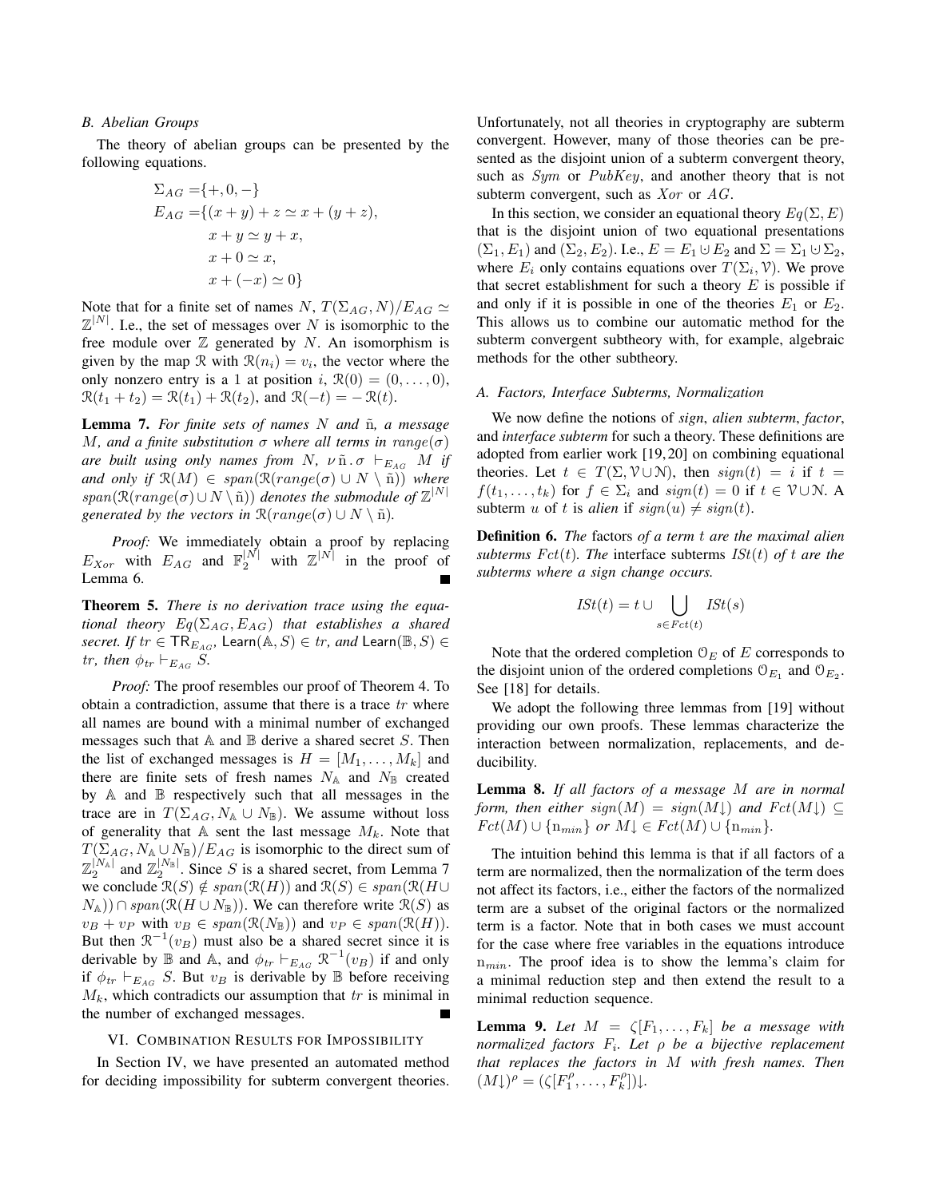### B. Abelian Groups

The theory of abelian groups can be presented by the following equations.

$$\begin{aligned}
\Sigma_{AG} =& \{+, 0, -\} \\
E_{AG} =& \{(x+y)+z \simeq x+(y+z), \\
& x+y \simeq y+x, \\
& x+0 \simeq x, \\
& x+(-x) \simeq 0\}
\end{aligned}$$

Note that for a finite set of names $N$, $T(\Sigma_{AG}, N)/E_{AG} \simeq \mathbb{Z}^{|N|}$. I.e., the set of messages over $N$ is isomorphic to the free module over $\mathbb{Z}$ generated by $N$. An isomorphism is given by the map $\mathcal{R}$ with $\mathcal{R}(n_i) = v_i$, the vector where the only nonzero entry is a 1 at position $i$, $\mathcal{R}(0) = (0, \ldots, 0)$, $\mathcal{R}(t_1 + t_2) = \mathcal{R}(t_1) + \mathcal{R}(t_2)$, and $\mathcal{R}(-t) = -\mathcal{R}(t)$.

**Lemma 7.** *For finite sets of names $N$ and $\tilde{\mathrm{n}}$, a message $M$, and a finite substitution $\sigma$ where all terms in $range(\sigma)$ are built using only names from $N$, $\nu\,\tilde{\mathrm{n}}\,.\,\sigma \vdash_{E_{AG}} M$ if and only if $\mathcal{R}(M) \in span(\mathcal{R}(range(\sigma) \cup N \setminus \tilde{\mathrm{n}}))$ where $span(\mathcal{R}(range(\sigma) \cup N \setminus \tilde{\mathrm{n}}))$ denotes the submodule of $\mathbb{Z}^{|N|}$ generated by the vectors in $\mathcal{R}(range(\sigma) \cup N \setminus \tilde{\mathrm{n}})$.*

*Proof:* We immediately obtain a proof by replacing $E_{Xor}$ with $E_{AG}$ and $\mathbb{F}_2^{|N|}$ with $\mathbb{Z}^{|N|}$ in the proof of Lemma 6. ∎

**Theorem 5.** *There is no derivation trace using the equational theory $Eq(\Sigma_{AG}, E_{AG})$ that establishes a shared secret. If $tr \in \mathsf{TR}_{E_{AG}}$, $\mathsf{Learn}(\mathbb{A}, S) \in tr$, and $\mathsf{Learn}(\mathbb{B}, S) \in tr$, then $\phi_{tr} \vdash_{E_{AG}} S$.*

*Proof:* The proof resembles our proof of Theorem 4. To obtain a contradiction, assume that there is a trace $tr$ where all names are bound with a minimal number of exchanged messages such that $\mathbb{A}$ and $\mathbb{B}$ derive a shared secret $S$. Then the list of exchanged messages is $H = [M_1, \ldots, M_k]$ and there are finite sets of fresh names $N_{\mathbb{A}}$ and $N_{\mathbb{B}}$ created by $\mathbb{A}$ and $\mathbb{B}$ respectively such that all messages in the trace are in $T(\Sigma_{AG}, N_{\mathbb{A}} \cup N_{\mathbb{B}})$. We assume without loss of generality that $\mathbb{A}$ sent the last message $M_k$. Note that $T(\Sigma_{AG}, N_{\mathbb{A}} \cup N_{\mathbb{B}})/E_{AG}$ is isomorphic to the direct sum of $\mathbb{Z}_2^{|N_{\mathbb{A}}|}$ and $\mathbb{Z}_2^{|N_{\mathbb{B}}|}$. Since $S$ is a shared secret, from Lemma 7 we conclude $\mathcal{R}(S) \notin span(\mathcal{R}(H))$ and $\mathcal{R}(S) \in span(\mathcal{R}(H \cup N_{\mathbb{A}})) \cap span(\mathcal{R}(H \cup N_{\mathbb{B}}))$. We can therefore write $\mathcal{R}(S)$ as $v_B + v_P$ with $v_B \in span(\mathcal{R}(N_{\mathbb{B}}))$ and $v_P \in span(\mathcal{R}(H))$. But then $\mathcal{R}^{-1}(v_B)$ must also be a shared secret since it is derivable by $\mathbb{B}$ and $\mathbb{A}$, and $\phi_{tr} \vdash_{E_{AG}} \mathcal{R}^{-1}(v_B)$ if and only if $\phi_{tr} \vdash_{E_{AG}} S$. But $v_B$ is derivable by $\mathbb{B}$ before receiving $M_k$, which contradicts our assumption that $tr$ is minimal in the number of exchanged messages. ∎

## VI. Combination Results for Impossibility

In Section IV, we have presented an automated method for deciding impossibility for subterm convergent theories. Unfortunately, not all theories in cryptography are subterm convergent. However, many of those theories can be presented as the disjoint union of a subterm convergent theory, such as $Sym$ or $PubKey$, and another theory that is not subterm convergent, such as $Xor$ or $AG$.

In this section, we consider an equational theory $Eq(\Sigma, E)$ that is the disjoint union of two equational presentations $(\Sigma_1, E_1)$ and $(\Sigma_2, E_2)$. I.e., $E = E_1 \uplus E_2$ and $\Sigma = \Sigma_1 \uplus \Sigma_2$, where $E_i$ only contains equations over $T(\Sigma_i, \mathcal{V})$. We prove that secret establishment for such a theory $E$ is possible if and only if it is possible in one of the theories $E_1$ or $E_2$. This allows us to combine our automatic method for the subterm convergent subtheory with, for example, algebraic methods for the other subtheory.

### A. Factors, Interface Subterms, Normalization

We now define the notions of *sign*, *alien subterm*, *factor*, and *interface subterm* for such a theory. These definitions are adopted from earlier work [19,20] on combining equational theories. Let $t \in T(\Sigma, \mathcal{V} \cup \mathcal{N})$, then $sign(t) = i$ if $t = f(t_1, \ldots, t_k)$ for $f \in \Sigma_i$ and $sign(t) = 0$ if $t \in \mathcal{V} \cup \mathcal{N}$. A subterm $u$ of $t$ is *alien* if $sign(u) \neq sign(t)$.

**Definition 6.** *The* factors *of a term $t$ are the maximal alien subterms $Fct(t)$. The* interface subterms *$ISt(t)$ of $t$ are the subterms where a sign change occurs.*

$$ISt(t) = t \cup \bigcup_{s \in Fct(t)} ISt(s)$$

Note that the ordered completion $\mathcal{O}_E$ of $E$ corresponds to the disjoint union of the ordered completions $\mathcal{O}_{E_1}$ and $\mathcal{O}_{E_2}$. See [18] for details.

We adopt the following three lemmas from [19] without providing our own proofs. These lemmas characterize the interaction between normalization, replacements, and deducibility.

**Lemma 8.** *If all factors of a message $M$ are in normal form, then either $sign(M) = sign(M\!\downarrow)$ and $Fct(M\!\downarrow) \subseteq Fct(M) \cup \{\mathrm{n}_{min}\}$ or $M\!\downarrow \in Fct(M) \cup \{\mathrm{n}_{min}\}$.*

The intuition behind this lemma is that if all factors of a term are normalized, then the normalization of the term does not affect its factors, i.e., either the factors of the normalized term are a subset of the original factors or the normalized term is a factor. Note that in both cases we must account for the case where free variables in the equations introduce $\mathrm{n}_{min}$. The proof idea is to show the lemma's claim for a minimal reduction step and then extend the result to a minimal reduction sequence.

**Lemma 9.** *Let $M = \zeta[F_1, \ldots, F_k]$ be a message with normalized factors $F_i$. Let $\rho$ be a bijective replacement that replaces the factors in $M$ with fresh names. Then $(M\!\downarrow)^\rho = (\zeta[F_1^\rho, \ldots, F_k^\rho])\!\downarrow$.*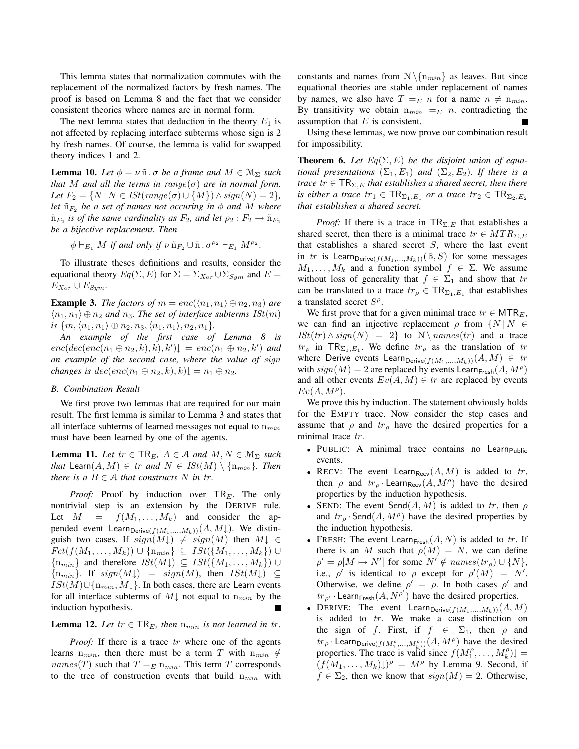This lemma states that normalization commutes with the replacement of the normalized factors by fresh names. The proof is based on Lemma 8 and the fact that we consider consistent theories where names are in normal form.

The next lemma states that deduction in the theory $E_1$ is not affected by replacing interface subterms whose sign is 2 by fresh names. Of course, the lemma is valid for swapped theory indices 1 and 2.

**Lemma 10.** *Let $\phi = \nu\,\tilde{\mathrm{n}}\,.\,\sigma$ be a frame and $M \in \mathcal{M}_\Sigma$ such that $M$ and all the terms in $range(\sigma)$ are in normal form. Let $F_2 = \{N \mid N \in ISt(range(\sigma) \cup \{M\}) \wedge sign(N) = 2\}$, let $\tilde{\mathrm{n}}_{F_2}$ be a set of names not occuring in $\phi$ and $M$ where $\tilde{\mathrm{n}}_{F_2}$ is of the same cardinality as $F_2$, and let $\rho_2 : F_2 \to \tilde{\mathrm{n}}_{F_2}$ be a bijective replacement. Then*

$$\phi \vdash_{E_1} M \text{ if and only if } \nu\,\tilde{\mathrm{n}}_{F_2} \cup \tilde{\mathrm{n}}\,.\,\sigma^{\rho_2} \vdash_{E_1} M^{\rho_2}.$$

To illustrate theses definitions and results, consider the equational theory $Eq(\Sigma, E)$ for $\Sigma = \Sigma_{Xor} \cup \Sigma_{Sym}$ and $E = E_{Xor} \cup E_{Sym}$.

**Example 3.** *The factors of $m = enc(\langle n_1, n_1\rangle \oplus n_2, n_3)$ are $\langle n_1, n_1\rangle \oplus n_2$ and $n_3$. The set of interface subterms $ISt(m)$ is $\{m, \langle n_1, n_1\rangle \oplus n_2, n_3, \langle n_1, n_1\rangle, n_2, n_1\}$.*

*An example of the first case of Lemma 8 is $enc(dec(enc(n_1 \oplus n_2, k), k), k')\!\downarrow = enc(n_1 \oplus n_2, k')$ and an example of the second case, where the value of sign changes is $dec(enc(n_1 \oplus n_2, k), k)\!\downarrow = n_1 \oplus n_2$.*

### B. Combination Result

We first prove two lemmas that are required for our main result. The first lemma is similar to Lemma 3 and states that all interface subterms of learned messages not equal to $\mathrm{n}_{min}$ must have been learned by one of the agents.

**Lemma 11.** *Let $tr \in \mathsf{TR}_E$, $A \in \mathcal{A}$ and $M, N \in \mathcal{M}_\Sigma$ such that $\mathsf{Learn}(A, M) \in tr$ and $N \in ISt(M) \setminus \{\mathrm{n}_{min}\}$. Then there is a $B \in \mathcal{A}$ that constructs $N$ in $tr$.*

*Proof:* Proof by induction over $\mathsf{TR}_E$. The only nontrivial step is an extension by the DERIVE rule. Let $M = f(M_1, \ldots, M_k)$ and consider the appended event $\mathsf{Learn}_{\mathsf{Derive}(f(M_1,\ldots,M_k))}(A, M\!\downarrow)$. We distinguish two cases. If $sign(M\!\downarrow) \neq sign(M)$ then $M\!\downarrow \in Fct(f(M_1, \ldots, M_k)) \cup \{\mathrm{n}_{min}\} \subseteq ISt(\{M_1, \ldots, M_k\}) \cup \{\mathrm{n}_{min}\}$ and therefore $ISt(M\!\downarrow) \subseteq ISt(\{M_1, \ldots, M_k\}) \cup \{\mathrm{n}_{min}\}$. If $sign(M\!\downarrow) = sign(M)$, then $ISt(M\!\downarrow) \subseteq ISt(M) \cup \{\mathrm{n}_{min}, M\!\downarrow\}$. In both cases, there are Learn events for all interface subterms of $M\!\downarrow$ not equal to $\mathrm{n}_{min}$ by the induction hypothesis. ∎

**Lemma 12.** *Let $tr \in \mathsf{TR}_E$, then $\mathrm{n}_{min}$ is not learned in $tr$.*

*Proof:* If there is a trace $tr$ where one of the agents learns $\mathrm{n}_{min}$, then there must be a term $T$ with $\mathrm{n}_{min} \notin names(T)$ such that $T =_E \mathrm{n}_{min}$. This term $T$ corresponds to the tree of construction events that build $\mathrm{n}_{min}$ with constants and names from $\mathcal{N} \setminus \{\mathrm{n}_{min}\}$ as leaves. But since equational theories are stable under replacement of names by names, we also have $T =_E n$ for a name $n \neq \mathrm{n}_{min}$. By transitivity we obtain $\mathrm{n}_{min} =_E n$. contradicting the assumption that $E$ is consistent. ∎

Using these lemmas, we now prove our combination result for impossibility.

**Theorem 6.** *Let $Eq(\Sigma, E)$ be the disjoint union of equational presentations $(\Sigma_1, E_1)$ and $(\Sigma_2, E_2)$. If there is a trace $tr \in \mathsf{TR}_{\Sigma,E}$ that establishes a shared secret, then there is either a trace $tr_1 \in \mathsf{TR}_{\Sigma_1,E_1}$ or a trace $tr_2 \in \mathsf{TR}_{\Sigma_2,E_2}$ that establishes a shared secret.*

*Proof:* If there is a trace in $\mathsf{TR}_{\Sigma,E}$ that establishes a shared secret, then there is a minimal trace $tr \in MTR_{\Sigma,E}$ that establishes a shared secret $S$, where the last event in $tr$ is $\mathsf{Learn}_{\mathsf{Derive}(f(M_1,\ldots,M_k))}(\mathbb{B}, S)$ for some messages $M_1, \ldots, M_k$ and a function symbol $f \in \Sigma$. We assume without loss of generality that $f \in \Sigma_1$ and show that $tr$ can be translated to a trace $tr_\rho \in \mathsf{TR}_{\Sigma_1,E_1}$ that establishes a translated secret $S^\rho$.

We first prove that for a given minimal trace $tr \in \mathsf{MTR}_E$, we can find an injective replacement $\rho$ from $\{N \mid N \in ISt(tr) \wedge sign(N) = 2\}$ to $\mathcal{N} \setminus names(tr)$ and a trace $tr_\rho$ in $\mathsf{TR}_{\Sigma_1,E_1}$. We define $tr_\rho$ as the translation of $tr$ where Derive events $\mathsf{Learn}_{\mathsf{Derive}(f(M_1,\ldots,M_k))}(A, M) \in tr$ with $sign(M) = 2$ are replaced by events $\mathsf{Learn}_{\mathsf{Fresh}}(A, M^\rho)$ and all other events $Ev(A, M) \in tr$ are replaced by events $Ev(A, M^\rho)$.

We prove this by induction. The statement obviously holds for the EMPTY trace. Now consider the step cases and assume that $\rho$ and $tr_\rho$ have the desired properties for a minimal trace $tr$.

- PUBLIC: A minimal trace contains no $\mathsf{Learn}_{\mathsf{Public}}$ events.
- RECV: The event $\mathsf{Learn}_{\mathsf{Recv}}(A, M)$ is added to $tr$, then $\rho$ and $tr_\rho \cdot \mathsf{Learn}_{\mathsf{Recv}}(A, M^\rho)$ have the desired properties by the induction hypothesis.
- SEND: The event $\mathsf{Send}(A, M)$ is added to $tr$, then $\rho$ and $tr_\rho \cdot \mathsf{Send}(A, M^\rho)$ have the desired properties by the induction hypothesis.
- FRESH: The event $\mathsf{Learn}_{\mathsf{Fresh}}(A, N)$ is added to $tr$. If there is an $M$ such that $\rho(M) = N$, we can define $\rho' = \rho[M \mapsto N']$ for some $N' \notin names(tr_\rho) \cup \{N\}$, i.e., $\rho'$ is identical to $\rho$ except for $\rho'(M) = N'$. Otherwise, we define $\rho' = \rho$. In both cases $\rho'$ and $tr_{\rho'} \cdot \mathsf{Learn}_{\mathsf{Fresh}}(A, N^{\rho'})$ have the desired properties.
- DERIVE: The event $\mathsf{Learn}_{\mathsf{Derive}(f(M_1,\ldots,M_k))}(A, M)$ is added to $tr$. We make a case distinction on the sign of $f$. First, if $f \in \Sigma_1$, then $\rho$ and $tr_\rho \cdot \mathsf{Learn}_{\mathsf{Derive}(f(M_1^\rho,\ldots,M_k^\rho))}(A, M^\rho)$ have the desired properties. The trace is valid since $f(M_1^\rho, \ldots, M_k^\rho)\!\downarrow = (f(M_1, \ldots, M_k)\!\downarrow)^\rho = M^\rho$ by Lemma 9. Second, if $f \in \Sigma_2$, then we know that $sign(M) = 2$. Otherwise,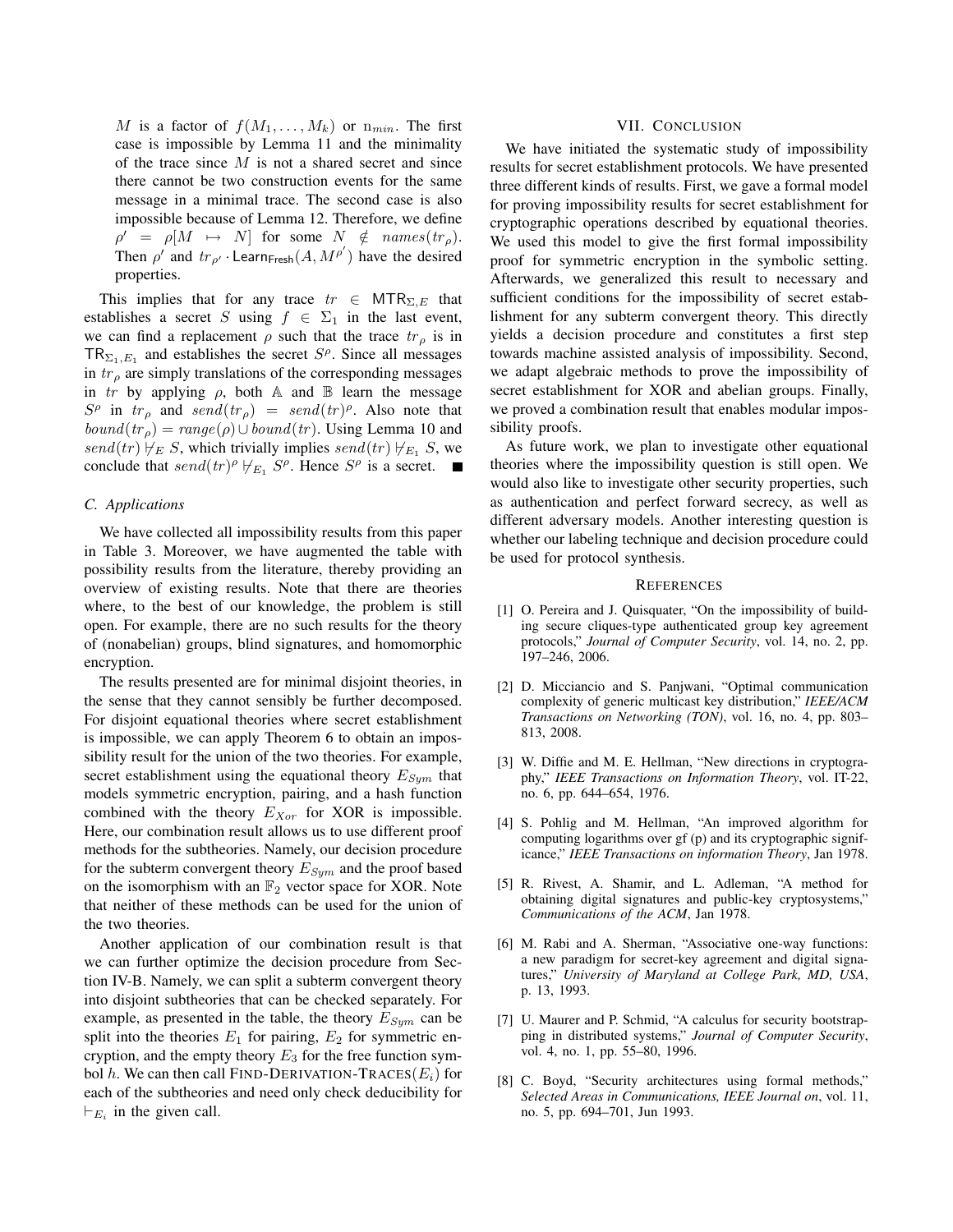$M$ is a factor of $f(M_1, \ldots, M_k)$ or $\mathrm{n}_{min}$. The first case is impossible by Lemma 11 and the minimality of the trace since $M$ is not a shared secret and since there cannot be two construction events for the same message in a minimal trace. The second case is also impossible because of Lemma 12. Therefore, we define $\rho' = \rho[M \mapsto N]$ for some $N \notin names(tr_\rho)$. Then $\rho'$ and $tr_{\rho'} \cdot \mathsf{Learn}_{\mathsf{Fresh}}(A, M^{\rho'})$ have the desired properties.

This implies that for any trace $tr \in \mathsf{MTR}_{\Sigma,E}$ that establishes a secret $S$ using $f \in \Sigma_1$ in the last event, we can find a replacement $\rho$ such that the trace $tr_\rho$ is in $\mathsf{TR}_{\Sigma_1,E_1}$ and establishes the secret $S^\rho$. Since all messages in $tr_\rho$ are simply translations of the corresponding messages in $tr$ by applying $\rho$, both $\mathbb{A}$ and $\mathbb{B}$ learn the message $S^\rho$ in $tr_\rho$ and $send(tr_\rho) = send(tr)^\rho$. Also note that $bound(tr_\rho) = range(\rho) \cup bound(tr)$. Using Lemma 10 and $send(tr) \not\vdash_E S$, which trivially implies $send(tr) \not\vdash_{E_1} S$, we conclude that $send(tr)^\rho \not\vdash_{E_1} S^\rho$. Hence $S^\rho$ is a secret. ∎

### C. Applications

We have collected all impossibility results from this paper in Table 3. Moreover, we have augmented the table with possibility results from the literature, thereby providing an overview of existing results. Note that there are theories where, to the best of our knowledge, the problem is still open. For example, there are no such results for the theory of (nonabelian) groups, blind signatures, and homomorphic encryption.

The results presented are for minimal disjoint theories, in the sense that they cannot sensibly be further decomposed. For disjoint equational theories where secret establishment is impossible, we can apply Theorem 6 to obtain an impossibility result for the union of the two theories. For example, secret establishment using the equational theory $E_{Sym}$ that models symmetric encryption, pairing, and a hash function combined with the theory $E_{Xor}$ for XOR is impossible. Here, our combination result allows us to use different proof methods for the subtheories. Namely, our decision procedure for the subterm convergent theory $E_{Sym}$ and the proof based on the isomorphism with an $\mathbb{F}_2$ vector space for XOR. Note that neither of these methods can be used for the union of the two theories.

Another application of our combination result is that we can further optimize the decision procedure from Section IV-B. Namely, we can split a subterm convergent theory into disjoint subtheories that can be checked separately. For example, as presented in the table, the theory $E_{Sym}$ can be split into the theories $E_1$ for pairing, $E_2$ for symmetric encryption, and the empty theory $E_3$ for the free function symbol $h$. We can then call FIND-DERIVATION-TRACES($E_i$) for each of the subtheories and need only check deducibility for $\vdash_{E_i}$ in the given call.

## VII. Conclusion

We have initiated the systematic study of impossibility results for secret establishment protocols. We have presented three different kinds of results. First, we gave a formal model for proving impossibility results for secret establishment for cryptographic operations described by equational theories. We used this model to give the first formal impossibility proof for symmetric encryption in the symbolic setting. Afterwards, we generalized this result to necessary and sufficient conditions for the impossibility of secret establishment for any subterm convergent theory. This directly yields a decision procedure and constitutes a first step towards machine assisted analysis of impossibility. Second, we adapt algebraic methods to prove the impossibility of secret establishment for XOR and abelian groups. Finally, we proved a combination result that enables modular impossibility proofs.

As future work, we plan to investigate other equational theories where the impossibility question is still open. We would also like to investigate other security properties, such as authentication and perfect forward secrecy, as well as different adversary models. Another interesting question is whether our labeling technique and decision procedure could be used for protocol synthesis.

## References

[1] O. Pereira and J. Quisquater, "On the impossibility of building secure cliques-type authenticated group key agreement protocols," *Journal of Computer Security*, vol. 14, no. 2, pp. 197–246, 2006.

[2] D. Micciancio and S. Panjwani, "Optimal communication complexity of generic multicast key distribution," *IEEE/ACM Transactions on Networking (TON)*, vol. 16, no. 4, pp. 803–813, 2008.

[3] W. Diffie and M. E. Hellman, "New directions in cryptography," *IEEE Transactions on Information Theory*, vol. IT-22, no. 6, pp. 644–654, 1976.

[4] S. Pohlig and M. Hellman, "An improved algorithm for computing logarithms over gf (p) and its cryptographic significance," *IEEE Transactions on information Theory*, Jan 1978.

[5] R. Rivest, A. Shamir, and L. Adleman, "A method for obtaining digital signatures and public-key cryptosystems," *Communications of the ACM*, Jan 1978.

[6] M. Rabi and A. Sherman, "Associative one-way functions: a new paradigm for secret-key agreement and digital signatures," *University of Maryland at College Park, MD, USA*, p. 13, 1993.

[7] U. Maurer and P. Schmid, "A calculus for security bootstrapping in distributed systems," *Journal of Computer Security*, vol. 4, no. 1, pp. 55–80, 1996.

[8] C. Boyd, "Security architectures using formal methods," *Selected Areas in Communications, IEEE Journal on*, vol. 11, no. 5, pp. 694–701, Jun 1993.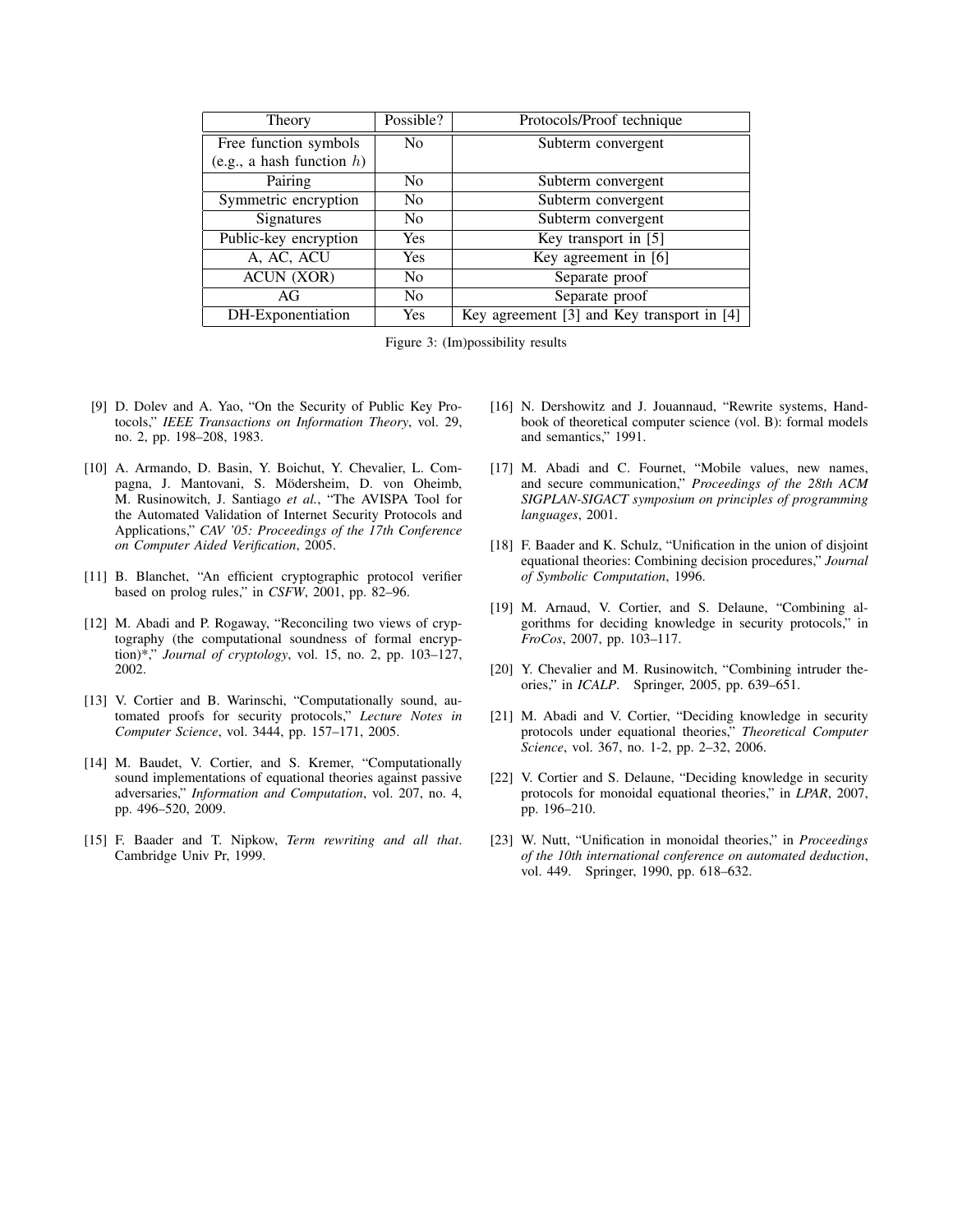| Theory | Possible? | Protocols/Proof technique |
|---|---|---|
| Free function symbols (e.g., a hash function $h$) | No | Subterm convergent |
| Pairing | No | Subterm convergent |
| Symmetric encryption | No | Subterm convergent |
| Signatures | No | Subterm convergent |
| Public-key encryption | Yes | Key transport in [5] |
| A, AC, ACU | Yes | Key agreement in [6] |
| ACUN (XOR) | No | Separate proof |
| AG | No | Separate proof |
| DH-Exponentiation | Yes | Key agreement [3] and Key transport in [4] |

Figure 3: (Im)possibility results

[9] D. Dolev and A. Yao, "On the Security of Public Key Protocols," *IEEE Transactions on Information Theory*, vol. 29, no. 2, pp. 198–208, 1983.

[10] A. Armando, D. Basin, Y. Boichut, Y. Chevalier, L. Compagna, J. Mantovani, S. Mödersheim, D. von Oheimb, M. Rusinowitch, J. Santiago *et al.*, "The AVISPA Tool for the Automated Validation of Internet Security Protocols and Applications," *CAV '05: Proceedings of the 17th Conference on Computer Aided Verification*, 2005.

[11] B. Blanchet, "An efficient cryptographic protocol verifier based on prolog rules," in *CSFW*, 2001, pp. 82–96.

[12] M. Abadi and P. Rogaway, "Reconciling two views of cryptography (the computational soundness of formal encryption)*," *Journal of cryptology*, vol. 15, no. 2, pp. 103–127, 2002.

[13] V. Cortier and B. Warinschi, "Computationally sound, automated proofs for security protocols," *Lecture Notes in Computer Science*, vol. 3444, pp. 157–171, 2005.

[14] M. Baudet, V. Cortier, and S. Kremer, "Computationally sound implementations of equational theories against passive adversaries," *Information and Computation*, vol. 207, no. 4, pp. 496–520, 2009.

[15] F. Baader and T. Nipkow, *Term rewriting and all that*. Cambridge Univ Pr, 1999.

[16] N. Dershowitz and J. Jouannaud, "Rewrite systems, Handbook of theoretical computer science (vol. B): formal models and semantics," 1991.

[17] M. Abadi and C. Fournet, "Mobile values, new names, and secure communication," *Proceedings of the 28th ACM SIGPLAN-SIGACT symposium on principles of programming languages*, 2001.

[18] F. Baader and K. Schulz, "Unification in the union of disjoint equational theories: Combining decision procedures," *Journal of Symbolic Computation*, 1996.

[19] M. Arnaud, V. Cortier, and S. Delaune, "Combining algorithms for deciding knowledge in security protocols," in *FroCos*, 2007, pp. 103–117.

[20] Y. Chevalier and M. Rusinowitch, "Combining intruder theories," in *ICALP*. Springer, 2005, pp. 639–651.

[21] M. Abadi and V. Cortier, "Deciding knowledge in security protocols under equational theories," *Theoretical Computer Science*, vol. 367, no. 1-2, pp. 2–32, 2006.

[22] V. Cortier and S. Delaune, "Deciding knowledge in security protocols for monoidal equational theories," in *LPAR*, 2007, pp. 196–210.

[23] W. Nutt, "Unification in monoidal theories," in *Proceedings of the 10th international conference on automated deduction*, vol. 449. Springer, 1990, pp. 618–632.